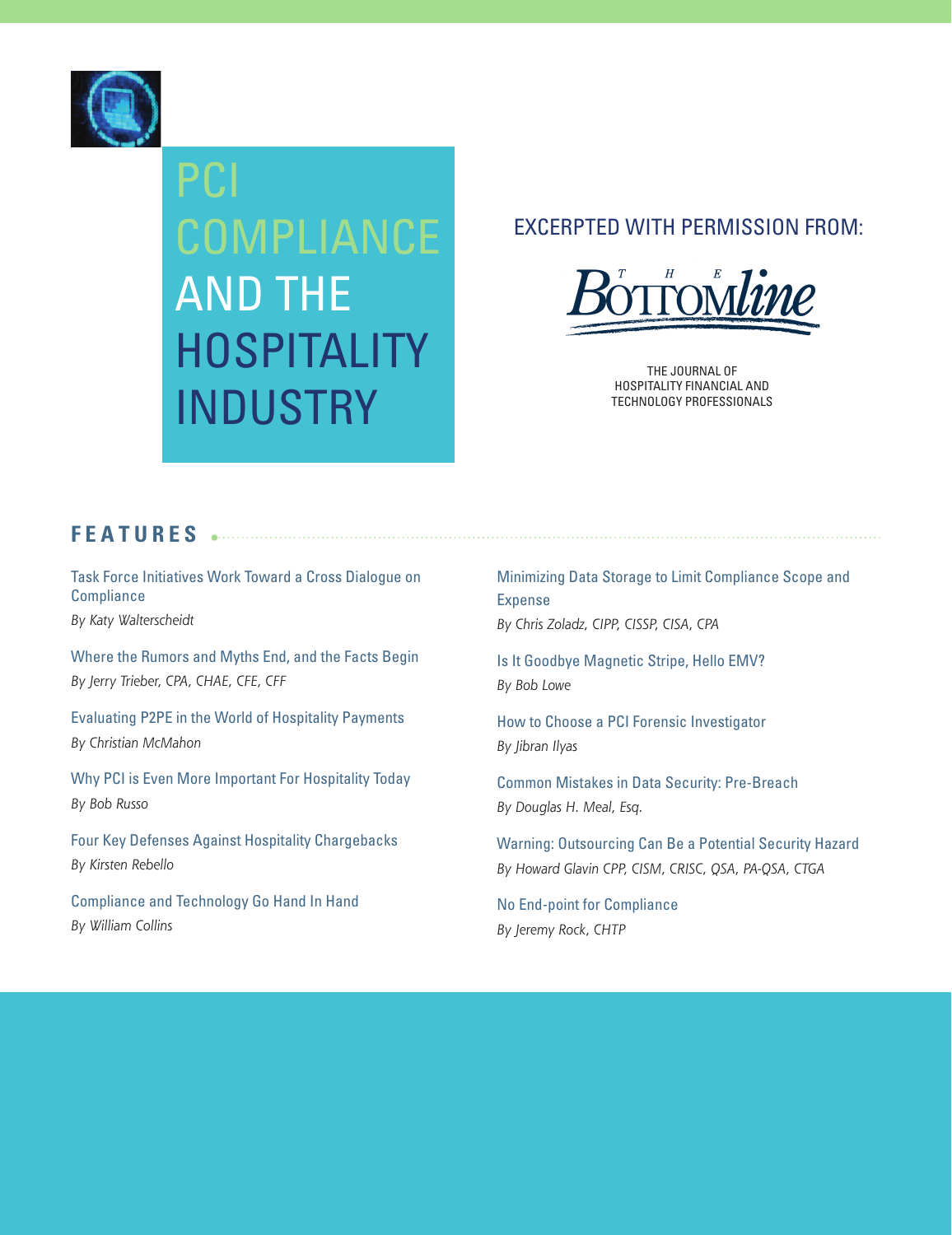# PCI COMPLIANCE AND THE HOSPITALITY INDUSTRY

EXCERPTED WITH PERMISSION FROM:

THE BOTTOMLINE

THE JOURNAL OF HOSPITALITY FINANCIAL AND TECHNOLOGY PROFESSIONALS

## FEATURES

Task Force Initiatives Work Toward a Cross Dialogue on Compliance
*By Katy Walterscheidt*

Where the Rumors and Myths End, and the Facts Begin
*By Jerry Trieber, CPA, CHAE, CFE, CFF*

Evaluating P2PE in the World of Hospitality Payments
*By Christian McMahon*

Why PCI is Even More Important For Hospitality Today
*By Bob Russo*

Four Key Defenses Against Hospitality Chargebacks
*By Kirsten Rebello*

Compliance and Technology Go Hand In Hand
*By William Collins*

Minimizing Data Storage to Limit Compliance Scope and Expense
*By Chris Zoladz, CIPP, CISSP, CISA, CPA*

Is It Goodbye Magnetic Stripe, Hello EMV?
*By Bob Lowe*

How to Choose a PCI Forensic Investigator
*By Jibran Ilyas*

Common Mistakes in Data Security: Pre-Breach
*By Douglas H. Meal, Esq.*

Warning: Outsourcing Can Be a Potential Security Hazard
*By Howard Glavin CPP, CISM, CRISC, QSA, PA-QSA, CTGA*

No End-point for Compliance
*By Jeremy Rock, CHTP*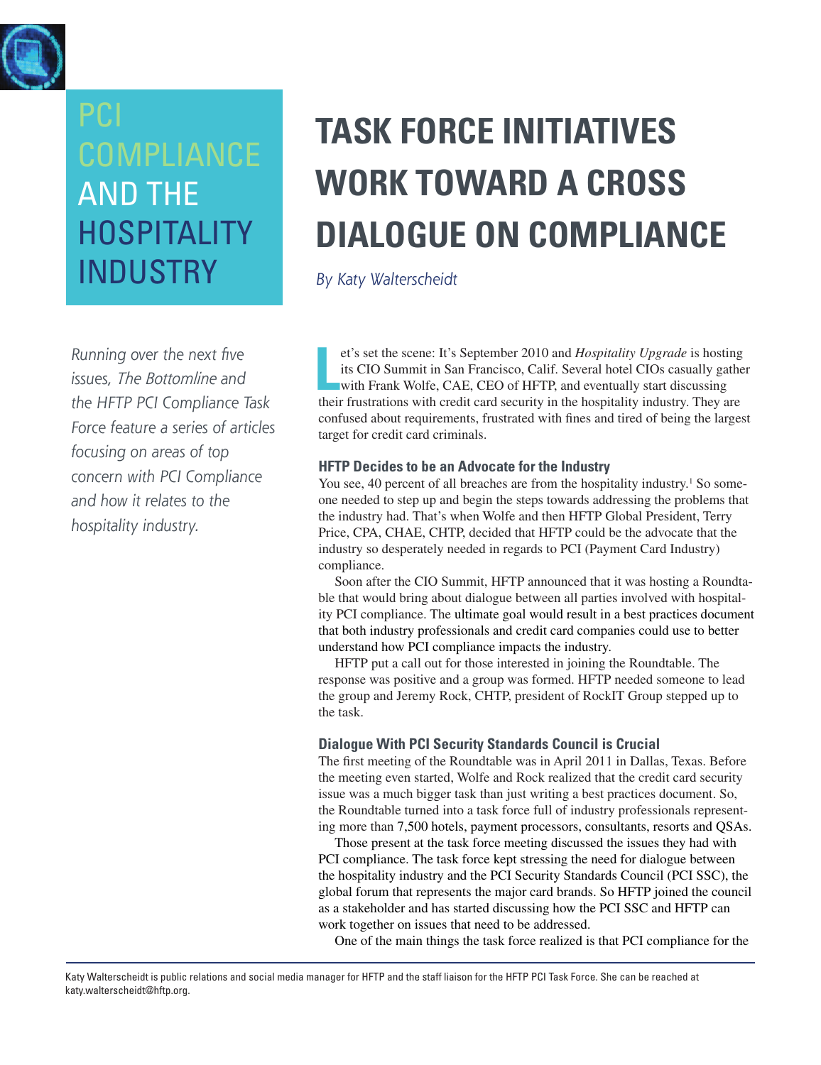PCI COMPLIANCE AND THE HOSPITALITY INDUSTRY

# TASK FORCE INITIATIVES WORK TOWARD A CROSS DIALOGUE ON COMPLIANCE

*By Katy Walterscheidt*

*Running over the next five issues, The Bottomline and the HFTP PCI Compliance Task Force feature a series of articles focusing on areas of top concern with PCI Compliance and how it relates to the hospitality industry.*

Let's set the scene: It's September 2010 and *Hospitality Upgrade* is hosting its CIO Summit in San Francisco, Calif. Several hotel CIOs casually gather with Frank Wolfe, CAE, CEO of HFTP, and eventually start discussing their frustrations with credit card security in the hospitality industry. They are confused about requirements, frustrated with fines and tired of being the largest target for credit card criminals.

### HFTP Decides to be an Advocate for the Industry

You see, 40 percent of all breaches are from the hospitality industry.[1] So someone needed to step up and begin the steps towards addressing the problems that the industry had. That's when Wolfe and then HFTP Global President, Terry Price, CPA, CHAE, CHTP, decided that HFTP could be the advocate that the industry so desperately needed in regards to PCI (Payment Card Industry) compliance.

Soon after the CIO Summit, HFTP announced that it was hosting a Roundtable that would bring about dialogue between all parties involved with hospitality PCI compliance. The ultimate goal would result in a best practices document that both industry professionals and credit card companies could use to better understand how PCI compliance impacts the industry.

HFTP put a call out for those interested in joining the Roundtable. The response was positive and a group was formed. HFTP needed someone to lead the group and Jeremy Rock, CHTP, president of RockIT Group stepped up to the task.

### Dialogue With PCI Security Standards Council is Crucial

The first meeting of the Roundtable was in April 2011 in Dallas, Texas. Before the meeting even started, Wolfe and Rock realized that the credit card security issue was a much bigger task than just writing a best practices document. So, the Roundtable turned into a task force full of industry professionals representing more than 7,500 hotels, payment processors, consultants, resorts and QSAs.

Those present at the task force meeting discussed the issues they had with PCI compliance. The task force kept stressing the need for dialogue between the hospitality industry and the PCI Security Standards Council (PCI SSC), the global forum that represents the major card brands. So HFTP joined the council as a stakeholder and has started discussing how the PCI SSC and HFTP can work together on issues that need to be addressed.

One of the main things the task force realized is that PCI compliance for the

Katy Walterscheidt is public relations and social media manager for HFTP and the staff liaison for the HFTP PCI Task Force. She can be reached at katy.walterscheidt@hftp.org.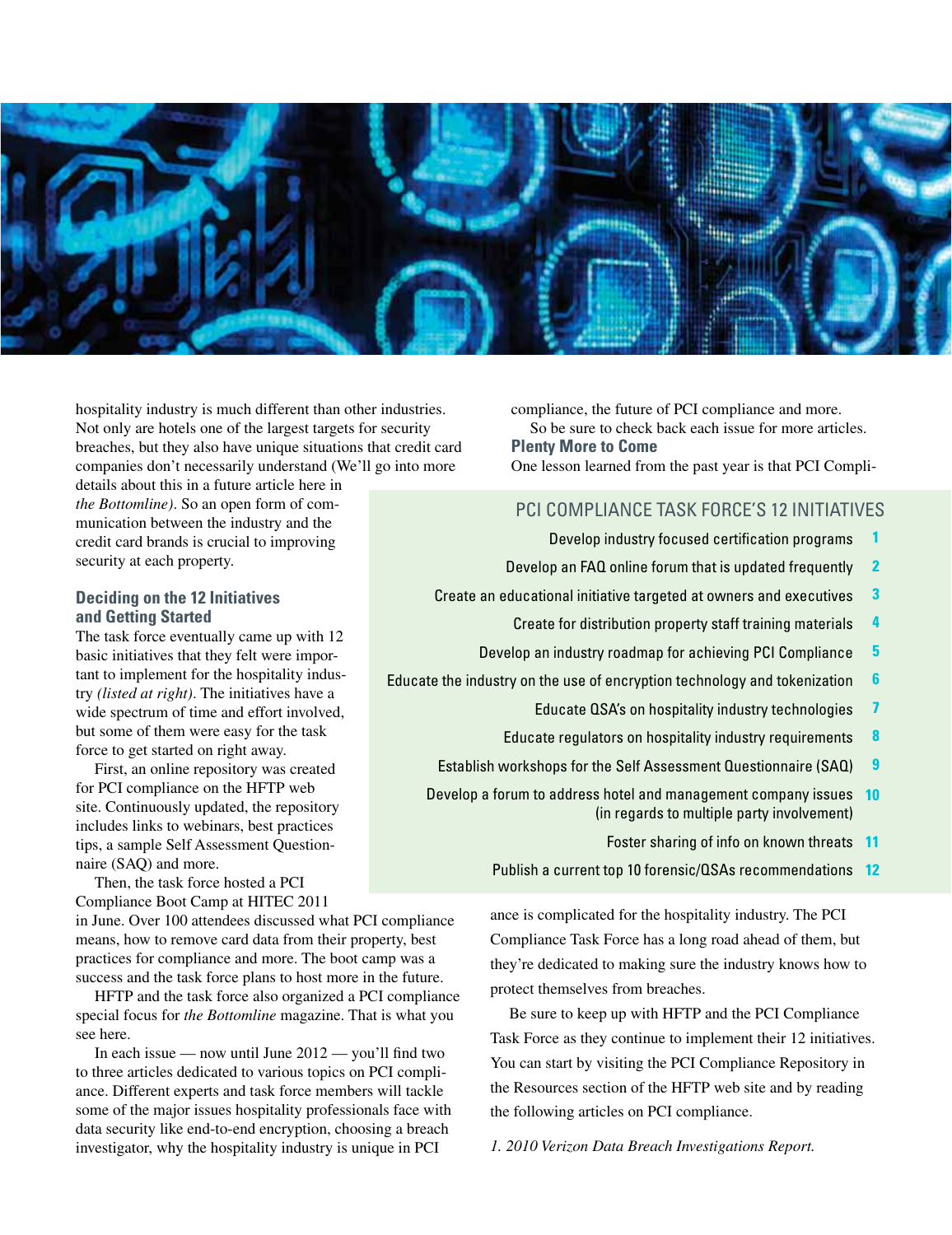hospitality industry is much different than other industries. Not only are hotels one of the largest targets for security breaches, but they also have unique situations that credit card companies don't necessarily understand (We'll go into more details about this in a future article here in *the Bottomline)*. So an open form of communication between the industry and the credit card brands is crucial to improving security at each property.

### Deciding on the 12 Initiatives and Getting Started

The task force eventually came up with 12 basic initiatives that they felt were important to implement for the hospitality industry *(listed at right)*. The initiatives have a wide spectrum of time and effort involved, but some of them were easy for the task force to get started on right away.

First, an online repository was created for PCI compliance on the HFTP web site. Continuously updated, the repository includes links to webinars, best practices tips, a sample Self Assessment Questionnaire (SAQ) and more.

Then, the task force hosted a PCI Compliance Boot Camp at HITEC 2011 in June. Over 100 attendees discussed what PCI compliance means, how to remove card data from their property, best practices for compliance and more. The boot camp was a success and the task force plans to host more in the future.

HFTP and the task force also organized a PCI compliance special focus for *the Bottomline* magazine. That is what you see here.

In each issue — now until June 2012 — you'll find two to three articles dedicated to various topics on PCI compliance. Different experts and task force members will tackle some of the major issues hospitality professionals face with data security like end-to-end encryption, choosing a breach investigator, why the hospitality industry is unique in PCI compliance, the future of PCI compliance and more.

So be sure to check back each issue for more articles.

### Plenty More to Come

One lesson learned from the past year is that PCI Compliance is complicated for the hospitality industry. The PCI Compliance Task Force has a long road ahead of them, but they're dedicated to making sure the industry knows how to protect themselves from breaches.

Be sure to keep up with HFTP and the PCI Compliance Task Force as they continue to implement their 12 initiatives. You can start by visiting the PCI Compliance Repository in the Resources section of the HFTP web site and by reading the following articles on PCI compliance.

*1. 2010 Verizon Data Breach Investigations Report.*

### PCI COMPLIANCE TASK FORCE'S 12 INITIATIVES

1. Develop industry focused certification programs
2. Develop an FAQ online forum that is updated frequently
3. Create an educational initiative targeted at owners and executives
4. Create for distribution property staff training materials
5. Develop an industry roadmap for achieving PCI Compliance
6. Educate the industry on the use of encryption technology and tokenization
7. Educate QSA's on hospitality industry technologies
8. Educate regulators on hospitality industry requirements
9. Establish workshops for the Self Assessment Questionnaire (SAQ)
10. Develop a forum to address hotel and management company issues (in regards to multiple party involvement)
11. Foster sharing of info on known threats
12. Publish a current top 10 forensic/QSAs recommendations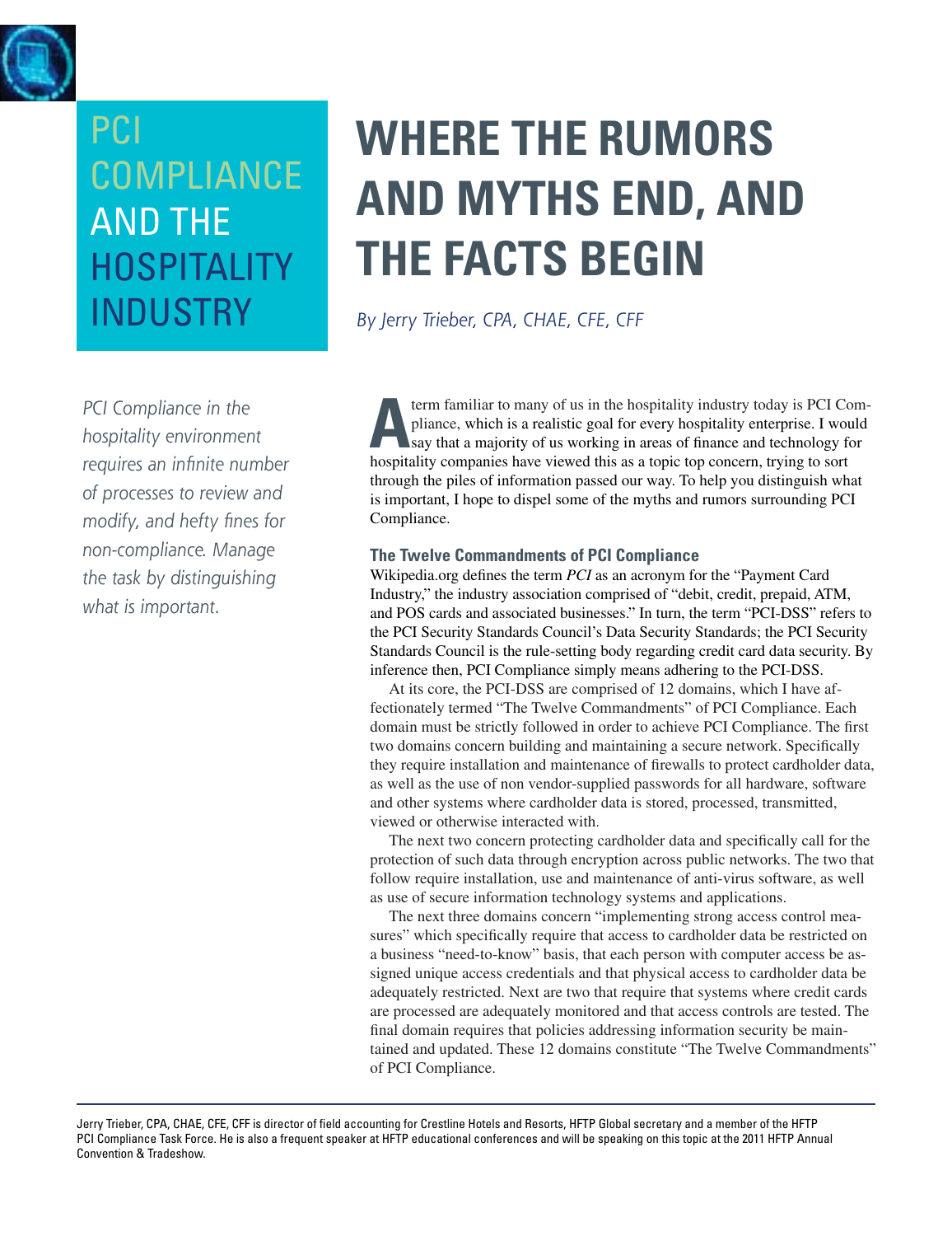# PCI COMPLIANCE AND THE HOSPITALITY INDUSTRY

# WHERE THE RUMORS AND MYTHS END, AND THE FACTS BEGIN

*By Jerry Trieber, CPA, CHAE, CFE, CFF*

*PCI Compliance in the hospitality environment requires an infinite number of processes to review and modify, and hefty fines for non-compliance. Manage the task by distinguishing what is important.*

A term familiar to many of us in the hospitality industry today is PCI Compliance, which is a realistic goal for every hospitality enterprise. I would say that a majority of us working in areas of finance and technology for hospitality companies have viewed this as a topic top concern, trying to sort through the piles of information passed our way. To help you distinguish what is important, I hope to dispel some of the myths and rumors surrounding PCI Compliance.

### The Twelve Commandments of PCI Compliance

Wikipedia.org defines the term *PCI* as an acronym for the "Payment Card Industry," the industry association comprised of "debit, credit, prepaid, ATM, and POS cards and associated businesses." In turn, the term "PCI-DSS" refers to the PCI Security Standards Council's Data Security Standards; the PCI Security Standards Council is the rule-setting body regarding credit card data security. By inference then, PCI Compliance simply means adhering to the PCI-DSS.

At its core, the PCI-DSS are comprised of 12 domains, which I have affectionately termed "The Twelve Commandments" of PCI Compliance. Each domain must be strictly followed in order to achieve PCI Compliance. The first two domains concern building and maintaining a secure network. Specifically they require installation and maintenance of firewalls to protect cardholder data, as well as the use of non vendor-supplied passwords for all hardware, software and other systems where cardholder data is stored, processed, transmitted, viewed or otherwise interacted with.

The next two concern protecting cardholder data and specifically call for the protection of such data through encryption across public networks. The two that follow require installation, use and maintenance of anti-virus software, as well as use of secure information technology systems and applications.

The next three domains concern "implementing strong access control measures" which specifically require that access to cardholder data be restricted on a business "need-to-know" basis, that each person with computer access be assigned unique access credentials and that physical access to cardholder data be adequately restricted. Next are two that require that systems where credit cards are processed are adequately monitored and that access controls are tested. The final domain requires that policies addressing information security be maintained and updated. These 12 domains constitute "The Twelve Commandments" of PCI Compliance.

---

Jerry Trieber, CPA, CHAE, CFE, CFF is director of field accounting for Crestline Hotels and Resorts, HFTP Global secretary and a member of the HFTP PCI Compliance Task Force. He is also a frequent speaker at HFTP educational conferences and will be speaking on this topic at the 2011 HFTP Annual Convention & Tradeshow.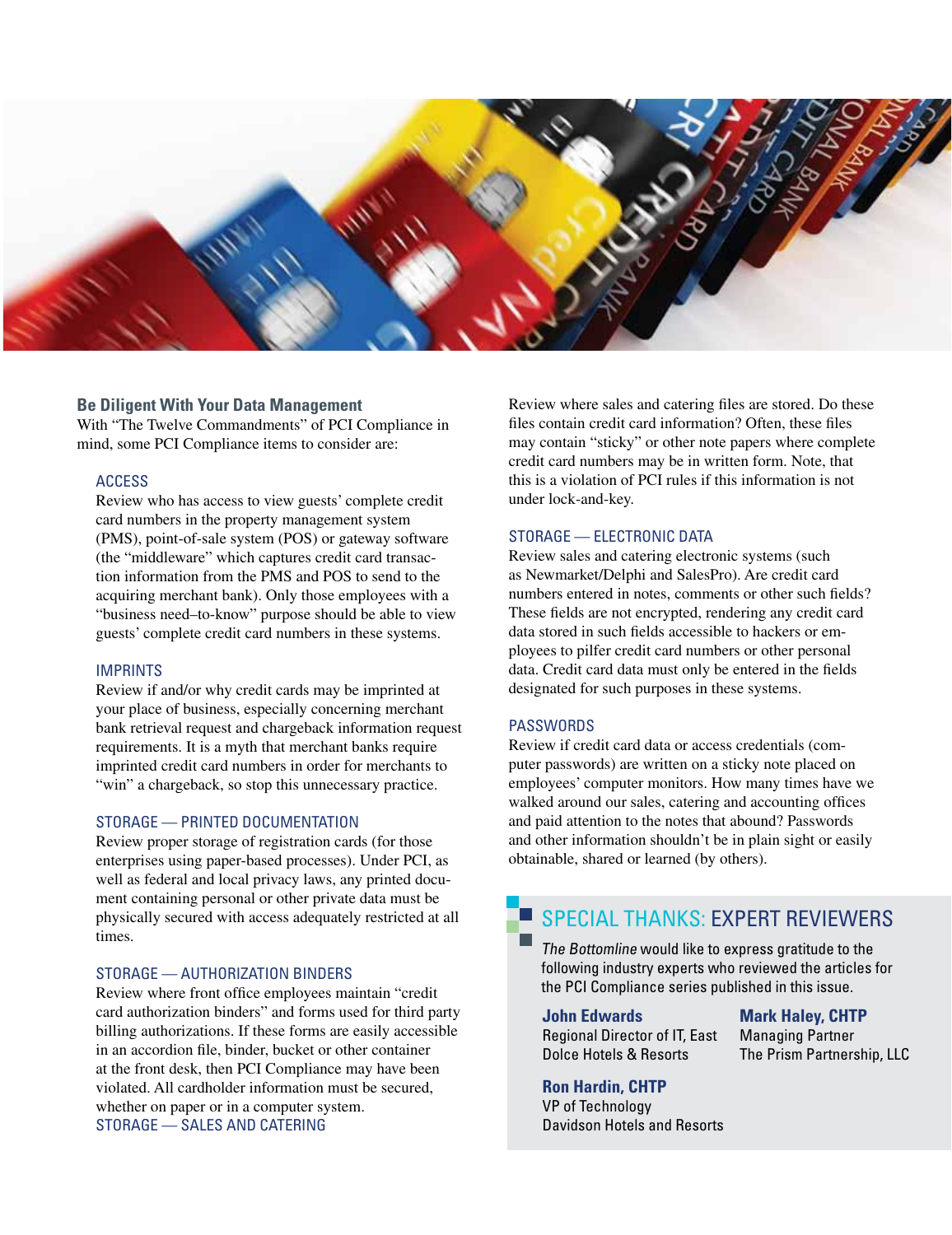## Be Diligent With Your Data Management

With "The Twelve Commandments" of PCI Compliance in mind, some PCI Compliance items to consider are:

### ACCESS

Review who has access to view guests' complete credit card numbers in the property management system (PMS), point-of-sale system (POS) or gateway software (the "middleware" which captures credit card transaction information from the PMS and POS to send to the acquiring merchant bank). Only those employees with a "business need–to-know" purpose should be able to view guests' complete credit card numbers in these systems.

### IMPRINTS

Review if and/or why credit cards may be imprinted at your place of business, especially concerning merchant bank retrieval request and chargeback information request requirements. It is a myth that merchant banks require imprinted credit card numbers in order for merchants to "win" a chargeback, so stop this unnecessary practice.

### STORAGE — PRINTED DOCUMENTATION

Review proper storage of registration cards (for those enterprises using paper-based processes). Under PCI, as well as federal and local privacy laws, any printed document containing personal or other private data must be physically secured with access adequately restricted at all times.

### STORAGE — AUTHORIZATION BINDERS

Review where front office employees maintain "credit card authorization binders" and forms used for third party billing authorizations. If these forms are easily accessible in an accordion file, binder, bucket or other container at the front desk, then PCI Compliance may have been violated. All cardholder information must be secured, whether on paper or in a computer system.

### STORAGE — SALES AND CATERING

Review where sales and catering files are stored. Do these files contain credit card information? Often, these files may contain "sticky" or other note papers where complete credit card numbers may be in written form. Note, that this is a violation of PCI rules if this information is not under lock-and-key.

### STORAGE — ELECTRONIC DATA

Review sales and catering electronic systems (such as Newmarket/Delphi and SalesPro). Are credit card numbers entered in notes, comments or other such fields? These fields are not encrypted, rendering any credit card data stored in such fields accessible to hackers or employees to pilfer credit card numbers or other personal data. Credit card data must only be entered in the fields designated for such purposes in these systems.

### PASSWORDS

Review if credit card data or access credentials (computer passwords) are written on a sticky note placed on employees' computer monitors. How many times have we walked around our sales, catering and accounting offices and paid attention to the notes that abound? Passwords and other information shouldn't be in plain sight or easily obtainable, shared or learned (by others).

## SPECIAL THANKS: EXPERT REVIEWERS

*The Bottomline* would like to express gratitude to the following industry experts who reviewed the articles for the PCI Compliance series published in this issue.

**John Edwards**
Regional Director of IT, East
Dolce Hotels & Resorts

**Mark Haley, CHTP**
Managing Partner
The Prism Partnership, LLC

**Ron Hardin, CHTP**
VP of Technology
Davidson Hotels and Resorts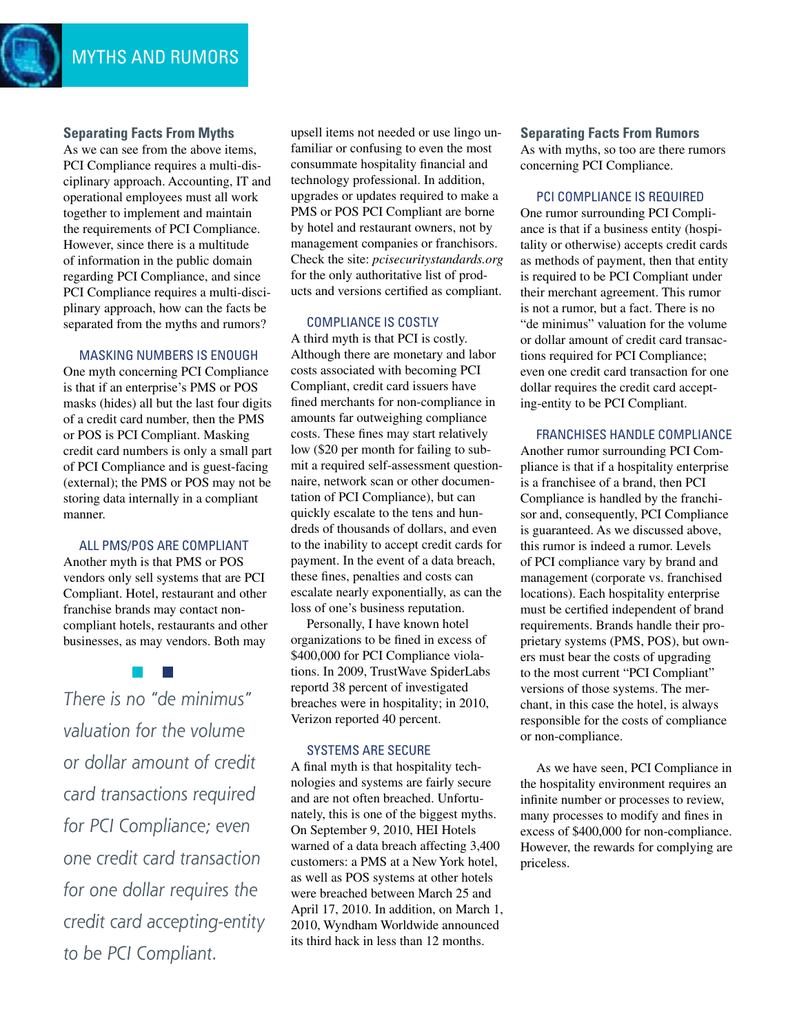## Separating Facts From Myths

As we can see from the above items, PCI Compliance requires a multi-disciplinary approach. Accounting, IT and operational employees must all work together to implement and maintain the requirements of PCI Compliance. However, since there is a multitude of information in the public domain regarding PCI Compliance, and since PCI Compliance requires a multi-disciplinary approach, how can the facts be separated from the myths and rumors?

### MASKING NUMBERS IS ENOUGH

One myth concerning PCI Compliance is that if an enterprise's PMS or POS masks (hides) all but the last four digits of a credit card number, then the PMS or POS is PCI Compliant. Masking credit card numbers is only a small part of PCI Compliance and is guest-facing (external); the PMS or POS may not be storing data internally in a compliant manner.

### ALL PMS/POS ARE COMPLIANT

Another myth is that PMS or POS vendors only sell systems that are PCI Compliant. Hotel, restaurant and other franchise brands may contact non-compliant hotels, restaurants and other businesses, as may vendors. Both may upsell items not needed or use lingo unfamiliar or confusing to even the most consummate hospitality financial and technology professional. In addition, upgrades or updates required to make a PMS or POS PCI Compliant are borne by hotel and restaurant owners, not by management companies or franchisors. Check the site: *pcisecuritystandards.org* for the only authoritative list of products and versions certified as compliant.

*There is no "de minimus" valuation for the volume or dollar amount of credit card transactions required for PCI Compliance; even one credit card transaction for one dollar requires the credit card accepting-entity to be PCI Compliant.*

### COMPLIANCE IS COSTLY

A third myth is that PCI is costly. Although there are monetary and labor costs associated with becoming PCI Compliant, credit card issuers have fined merchants for non-compliance in amounts far outweighing compliance costs. These fines may start relatively low ($20 per month for failing to submit a required self-assessment questionnaire, network scan or other documentation of PCI Compliance), but can quickly escalate to the tens and hundreds of thousands of dollars, and even to the inability to accept credit cards for payment. In the event of a data breach, these fines, penalties and costs can escalate nearly exponentially, as can the loss of one's business reputation.

Personally, I have known hotel organizations to be fined in excess of $400,000 for PCI Compliance violations. In 2009, TrustWave SpiderLabs reportd 38 percent of investigated breaches were in hospitality; in 2010, Verizon reported 40 percent.

### SYSTEMS ARE SECURE

A final myth is that hospitality technologies and systems are fairly secure and are not often breached. Unfortunately, this is one of the biggest myths. On September 9, 2010, HEI Hotels warned of a data breach affecting 3,400 customers: a PMS at a New York hotel, as well as POS systems at other hotels were breached between March 25 and April 17, 2010. In addition, on March 1, 2010, Wyndham Worldwide announced its third hack in less than 12 months.

## Separating Facts From Rumors

As with myths, so too are there rumors concerning PCI Compliance.

### PCI COMPLIANCE IS REQUIRED

One rumor surrounding PCI Compliance is that if a business entity (hospitality or otherwise) accepts credit cards as methods of payment, then that entity is required to be PCI Compliant under their merchant agreement. This rumor is not a rumor, but a fact. There is no "de minimus" valuation for the volume or dollar amount of credit card transactions required for PCI Compliance; even one credit card transaction for one dollar requires the credit card accepting-entity to be PCI Compliant.

### FRANCHISES HANDLE COMPLIANCE

Another rumor surrounding PCI Compliance is that if a hospitality enterprise is a franchisee of a brand, then PCI Compliance is handled by the franchisor and, consequently, PCI Compliance is guaranteed. As we discussed above, this rumor is indeed a rumor. Levels of PCI compliance vary by brand and management (corporate vs. franchised locations). Each hospitality enterprise must be certified independent of brand requirements. Brands handle their proprietary systems (PMS, POS), but owners must bear the costs of upgrading to the most current "PCI Compliant" versions of those systems. The merchant, in this case the hotel, is always responsible for the costs of compliance or non-compliance.

As we have seen, PCI Compliance in the hospitality environment requires an infinite number or processes to review, many processes to modify and fines in excess of $400,000 for non-compliance. However, the rewards for complying are priceless.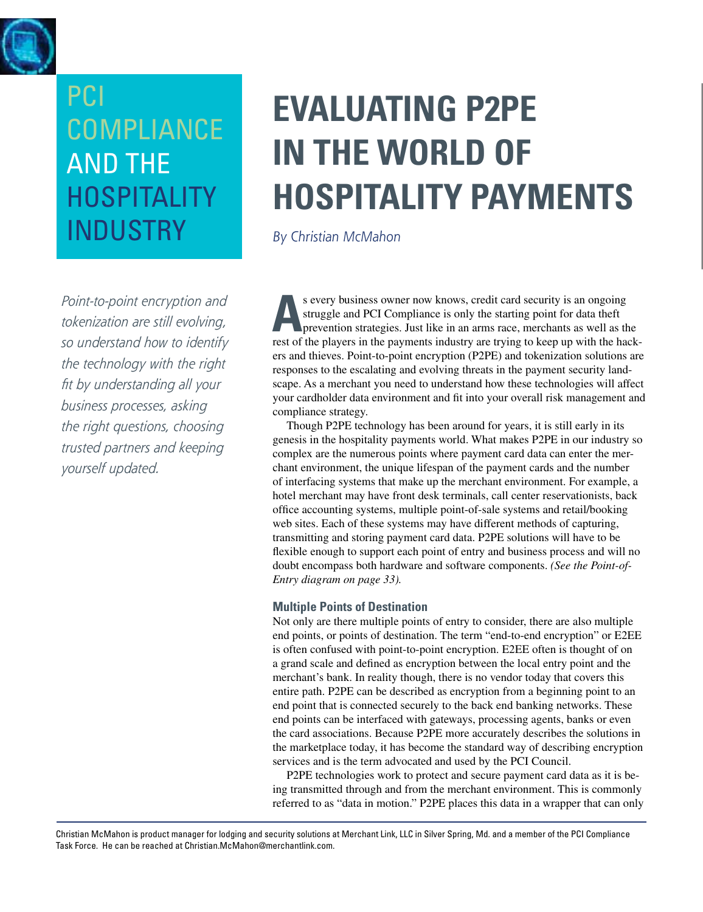PCI COMPLIANCE AND THE HOSPITALITY INDUSTRY

# EVALUATING P2PE IN THE WORLD OF HOSPITALITY PAYMENTS

*By Christian McMahon*

*Point-to-point encryption and tokenization are still evolving, so understand how to identify the technology with the right fit by understanding all your business processes, asking the right questions, choosing trusted partners and keeping yourself updated.*

As every business owner now knows, credit card security is an ongoing struggle and PCI Compliance is only the starting point for data theft prevention strategies. Just like in an arms race, merchants as well as the rest of the players in the payments industry are trying to keep up with the hackers and thieves. Point-to-point encryption (P2PE) and tokenization solutions are responses to the escalating and evolving threats in the payment security landscape. As a merchant you need to understand how these technologies will affect your cardholder data environment and fit into your overall risk management and compliance strategy.

Though P2PE technology has been around for years, it is still early in its genesis in the hospitality payments world. What makes P2PE in our industry so complex are the numerous points where payment card data can enter the merchant environment, the unique lifespan of the payment cards and the number of interfacing systems that make up the merchant environment. For example, a hotel merchant may have front desk terminals, call center reservationists, back office accounting systems, multiple point-of-sale systems and retail/booking web sites. Each of these systems may have different methods of capturing, transmitting and storing payment card data. P2PE solutions will have to be flexible enough to support each point of entry and business process and will no doubt encompass both hardware and software components. *(See the Point-of-Entry diagram on page 33).*

### Multiple Points of Destination

Not only are there multiple points of entry to consider, there are also multiple end points, or points of destination. The term "end-to-end encryption" or E2EE is often confused with point-to-point encryption. E2EE often is thought of on a grand scale and defined as encryption between the local entry point and the merchant's bank. In reality though, there is no vendor today that covers this entire path. P2PE can be described as encryption from a beginning point to an end point that is connected securely to the back end banking networks. These end points can be interfaced with gateways, processing agents, banks or even the card associations. Because P2PE more accurately describes the solutions in the marketplace today, it has become the standard way of describing encryption services and is the term advocated and used by the PCI Council.

P2PE technologies work to protect and secure payment card data as it is being transmitted through and from the merchant environment. This is commonly referred to as "data in motion." P2PE places this data in a wrapper that can only

Christian McMahon is product manager for lodging and security solutions at Merchant Link, LLC in Silver Spring, Md. and a member of the PCI Compliance Task Force. He can be reached at Christian.McMahon@merchantlink.com.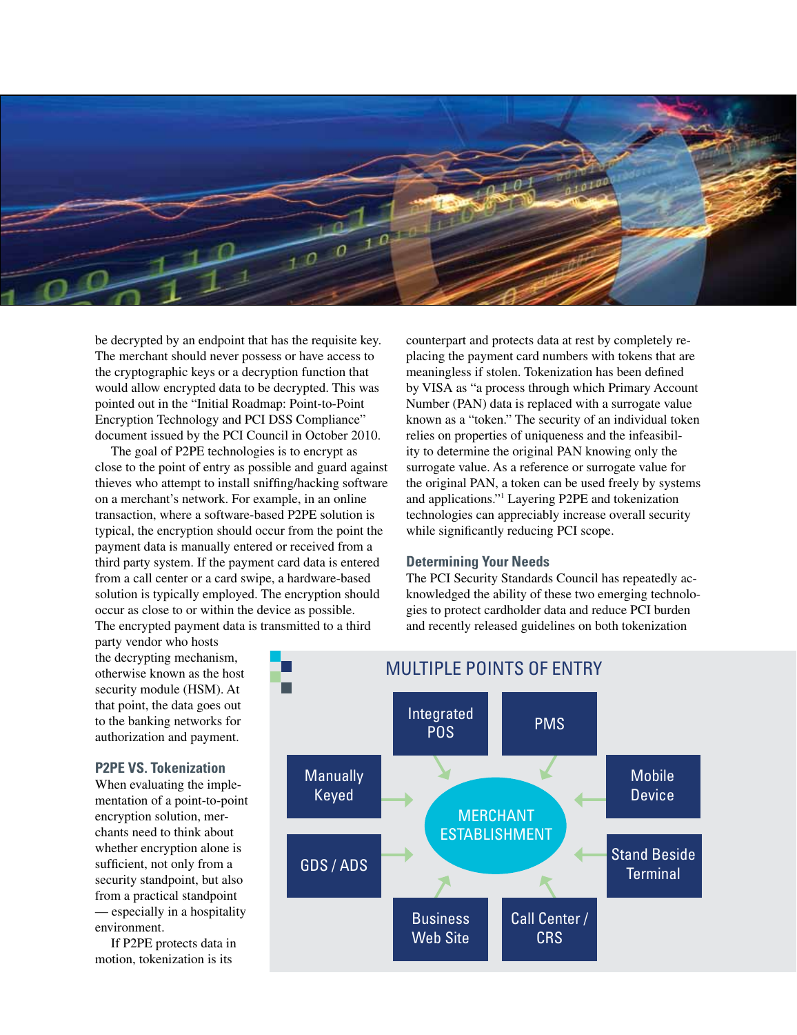be decrypted by an endpoint that has the requisite key. The merchant should never possess or have access to the cryptographic keys or a decryption function that would allow encrypted data to be decrypted. This was pointed out in the "Initial Roadmap: Point-to-Point Encryption Technology and PCI DSS Compliance" document issued by the PCI Council in October 2010.

The goal of P2PE technologies is to encrypt as close to the point of entry as possible and guard against thieves who attempt to install sniffing/hacking software on a merchant's network. For example, in an online transaction, where a software-based P2PE solution is typical, the encryption should occur from the point the payment data is manually entered or received from a third party system. If the payment card data is entered from a call center or a card swipe, a hardware-based solution is typically employed. The encryption should occur as close to or within the device as possible. The encrypted payment data is transmitted to a third party vendor who hosts the decrypting mechanism, otherwise known as the host security module (HSM). At that point, the data goes out to the banking networks for authorization and payment.

## P2PE VS. Tokenization

When evaluating the implementation of a point-to-point encryption solution, merchants need to think about whether encryption alone is sufficient, not only from a security standpoint, but also from a practical standpoint — especially in a hospitality environment.

If P2PE protects data in motion, tokenization is its counterpart and protects data at rest by completely replacing the payment card numbers with tokens that are meaningless if stolen. Tokenization has been defined by VISA as "a process through which Primary Account Number (PAN) data is replaced with a surrogate value known as a "token." The security of an individual token relies on properties of uniqueness and the infeasibility to determine the original PAN knowing only the surrogate value. As a reference or surrogate value for the original PAN, a token can be used freely by systems and applications."[1] Layering P2PE and tokenization technologies can appreciably increase overall security while significantly reducing PCI scope.

## Determining Your Needs

The PCI Security Standards Council has repeatedly acknowledged the ability of these two emerging technologies to protect cardholder data and reduce PCI burden and recently released guidelines on both tokenization

### MULTIPLE POINTS OF ENTRY

MERCHANT ESTABLISHMENT

- Integrated POS
- PMS
- Manually Keyed
- Mobile Device
- GDS / ADS
- Stand Beside Terminal
- Business Web Site
- Call Center / CRS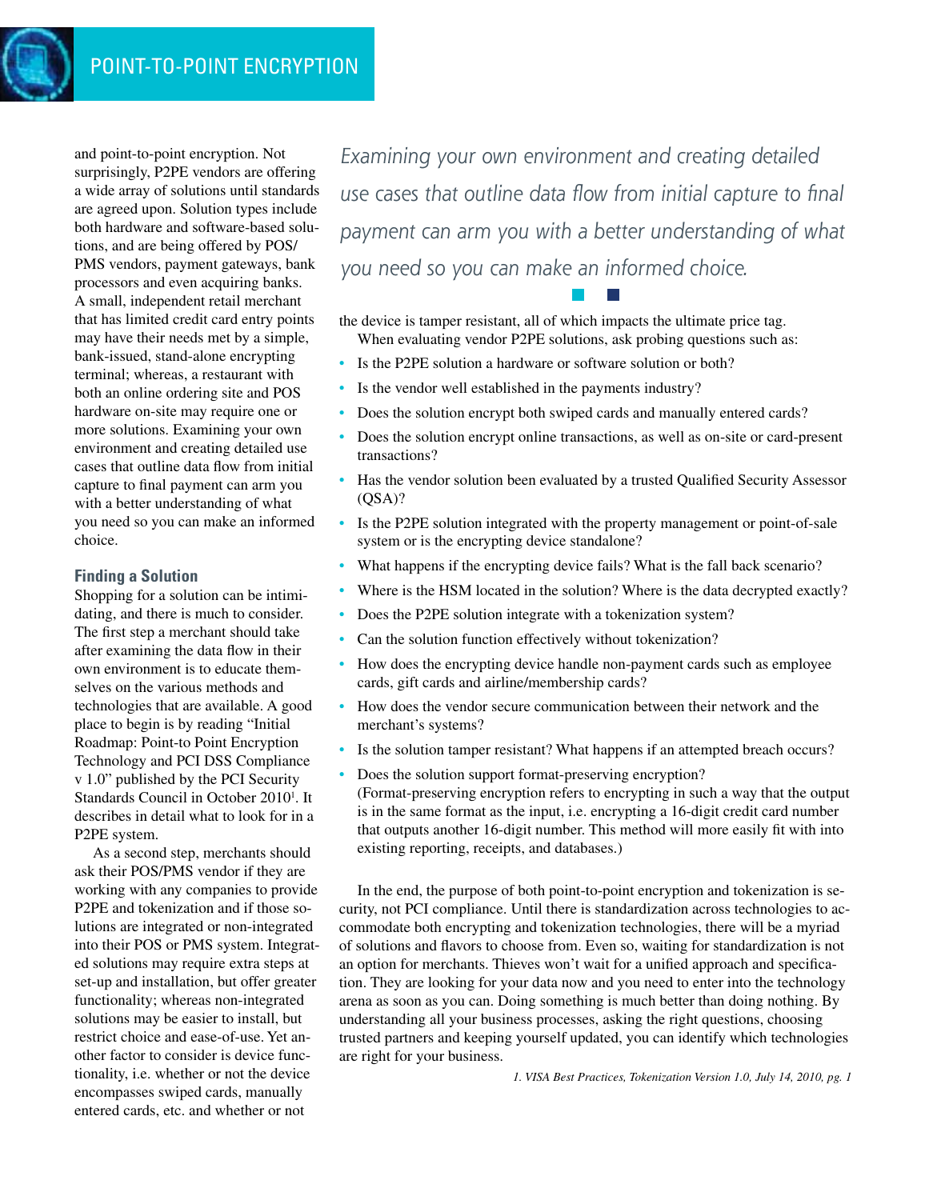and point-to-point encryption. Not surprisingly, P2PE vendors are offering a wide array of solutions until standards are agreed upon. Solution types include both hardware and software-based solutions, and are being offered by POS/PMS vendors, payment gateways, bank processors and even acquiring banks. A small, independent retail merchant that has limited credit card entry points may have their needs met by a simple, bank-issued, stand-alone encrypting terminal; whereas, a restaurant with both an online ordering site and POS hardware on-site may require one or more solutions. Examining your own environment and creating detailed use cases that outline data flow from initial capture to final payment can arm you with a better understanding of what you need so you can make an informed choice.

*Examining your own environment and creating detailed use cases that outline data flow from initial capture to final payment can arm you with a better understanding of what you need so you can make an informed choice.*

## Finding a Solution

Shopping for a solution can be intimidating, and there is much to consider. The first step a merchant should take after examining the data flow in their own environment is to educate themselves on the various methods and technologies that are available. A good place to begin is by reading "Initial Roadmap: Point-to Point Encryption Technology and PCI DSS Compliance v 1.0" published by the PCI Security Standards Council in October 2010[1]. It describes in detail what to look for in a P2PE system.

As a second step, merchants should ask their POS/PMS vendor if they are working with any companies to provide P2PE and tokenization and if those solutions are integrated or non-integrated into their POS or PMS system. Integrated solutions may require extra steps at set-up and installation, but offer greater functionality; whereas non-integrated solutions may be easier to install, but restrict choice and ease-of-use. Yet another factor to consider is device functionality, i.e. whether or not the device encompasses swiped cards, manually entered cards, etc. and whether or not the device is tamper resistant, all of which impacts the ultimate price tag.

When evaluating vendor P2PE solutions, ask probing questions such as:

- Is the P2PE solution a hardware or software solution or both?
- Is the vendor well established in the payments industry?
- Does the solution encrypt both swiped cards and manually entered cards?
- Does the solution encrypt online transactions, as well as on-site or card-present transactions?
- Has the vendor solution been evaluated by a trusted Qualified Security Assessor (QSA)?
- Is the P2PE solution integrated with the property management or point-of-sale system or is the encrypting device standalone?
- What happens if the encrypting device fails? What is the fall back scenario?
- Where is the HSM located in the solution? Where is the data decrypted exactly?
- Does the P2PE solution integrate with a tokenization system?
- Can the solution function effectively without tokenization?
- How does the encrypting device handle non-payment cards such as employee cards, gift cards and airline/membership cards?
- How does the vendor secure communication between their network and the merchant's systems?
- Is the solution tamper resistant? What happens if an attempted breach occurs?
- Does the solution support format-preserving encryption? (Format-preserving encryption refers to encrypting in such a way that the output is in the same format as the input, i.e. encrypting a 16-digit credit card number that outputs another 16-digit number. This method will more easily fit with into existing reporting, receipts, and databases.)

In the end, the purpose of both point-to-point encryption and tokenization is security, not PCI compliance. Until there is standardization across technologies to accommodate both encrypting and tokenization technologies, there will be a myriad of solutions and flavors to choose from. Even so, waiting for standardization is not an option for merchants. Thieves won't wait for a unified approach and specification. They are looking for your data now and you need to enter into the technology arena as soon as you can. Doing something is much better than doing nothing. By understanding all your business processes, asking the right questions, choosing trusted partners and keeping yourself updated, you can identify which technologies are right for your business.

*1. VISA Best Practices, Tokenization Version 1.0, July 14, 2010, pg. 1*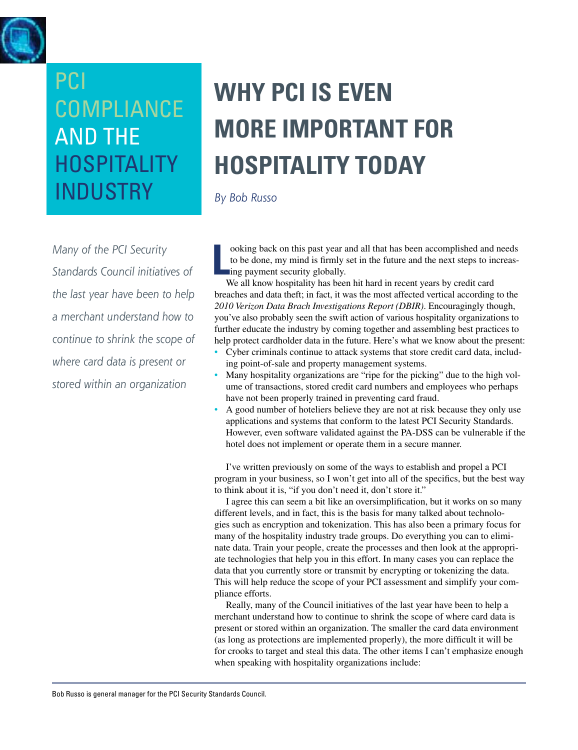PCI COMPLIANCE AND THE HOSPITALITY INDUSTRY

# WHY PCI IS EVEN MORE IMPORTANT FOR HOSPITALITY TODAY

*By Bob Russo*

*Many of the PCI Security Standards Council initiatives of the last year have been to help a merchant understand how to continue to shrink the scope of where card data is present or stored within an organization*

Looking back on this past year and all that has been accomplished and needs to be done, my mind is firmly set in the future and the next steps to increasing payment security globally.

We all know hospitality has been hit hard in recent years by credit card breaches and data theft; in fact, it was the most affected vertical according to the *2010 Verizon Data Brach Investigations Report (DBIR)*. Encouragingly though, you've also probably seen the swift action of various hospitality organizations to further educate the industry by coming together and assembling best practices to help protect cardholder data in the future. Here's what we know about the present:

- Cyber criminals continue to attack systems that store credit card data, including point-of-sale and property management systems.
- Many hospitality organizations are "ripe for the picking" due to the high volume of transactions, stored credit card numbers and employees who perhaps have not been properly trained in preventing card fraud.
- A good number of hoteliers believe they are not at risk because they only use applications and systems that conform to the latest PCI Security Standards. However, even software validated against the PA-DSS can be vulnerable if the hotel does not implement or operate them in a secure manner.

I've written previously on some of the ways to establish and propel a PCI program in your business, so I won't get into all of the specifics, but the best way to think about it is, "if you don't need it, don't store it."

I agree this can seem a bit like an oversimplification, but it works on so many different levels, and in fact, this is the basis for many talked about technologies such as encryption and tokenization. This has also been a primary focus for many of the hospitality industry trade groups. Do everything you can to eliminate data. Train your people, create the processes and then look at the appropriate technologies that help you in this effort. In many cases you can replace the data that you currently store or transmit by encrypting or tokenizing the data. This will help reduce the scope of your PCI assessment and simplify your compliance efforts.

Really, many of the Council initiatives of the last year have been to help a merchant understand how to continue to shrink the scope of where card data is present or stored within an organization. The smaller the card data environment (as long as protections are implemented properly), the more difficult it will be for crooks to target and steal this data. The other items I can't emphasize enough when speaking with hospitality organizations include:

Bob Russo is general manager for the PCI Security Standards Council.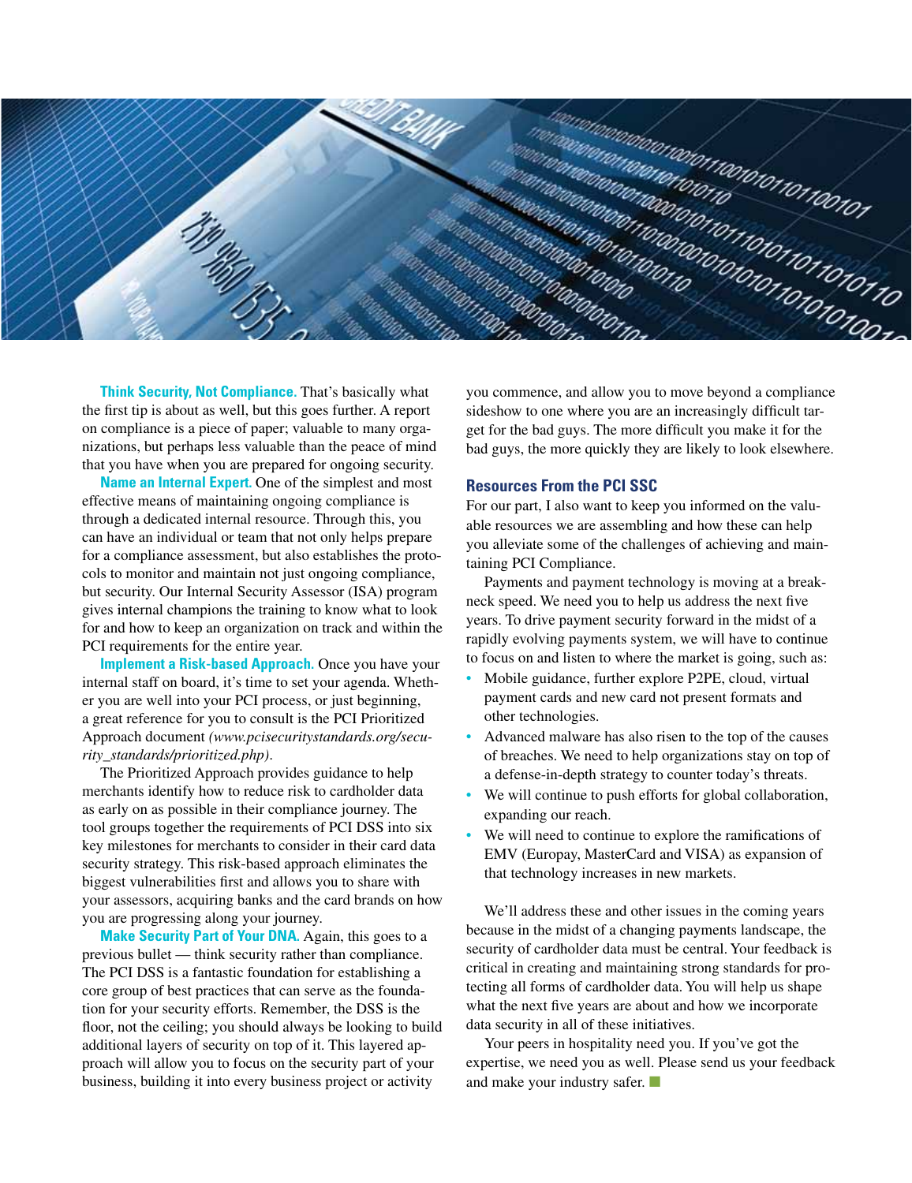**Think Security, Not Compliance.** That's basically what the first tip is about as well, but this goes further. A report on compliance is a piece of paper; valuable to many organizations, but perhaps less valuable than the peace of mind that you have when you are prepared for ongoing security.

**Name an Internal Expert.** One of the simplest and most effective means of maintaining ongoing compliance is through a dedicated internal resource. Through this, you can have an individual or team that not only helps prepare for a compliance assessment, but also establishes the protocols to monitor and maintain not just ongoing compliance, but security. Our Internal Security Assessor (ISA) program gives internal champions the training to know what to look for and how to keep an organization on track and within the PCI requirements for the entire year.

**Implement a Risk-based Approach.** Once you have your internal staff on board, it's time to set your agenda. Whether you are well into your PCI process, or just beginning, a great reference for you to consult is the PCI Prioritized Approach document *(www.pcisecuritystandards.org/security_standards/prioritized.php)*.

The Prioritized Approach provides guidance to help merchants identify how to reduce risk to cardholder data as early on as possible in their compliance journey. The tool groups together the requirements of PCI DSS into six key milestones for merchants to consider in their card data security strategy. This risk-based approach eliminates the biggest vulnerabilities first and allows you to share with your assessors, acquiring banks and the card brands on how you are progressing along your journey.

**Make Security Part of Your DNA.** Again, this goes to a previous bullet — think security rather than compliance. The PCI DSS is a fantastic foundation for establishing a core group of best practices that can serve as the foundation for your security efforts. Remember, the DSS is the floor, not the ceiling; you should always be looking to build additional layers of security on top of it. This layered approach will allow you to focus on the security part of your business, building it into every business project or activity you commence, and allow you to move beyond a compliance sideshow to one where you are an increasingly difficult target for the bad guys. The more difficult you make it for the bad guys, the more quickly they are likely to look elsewhere.

## Resources From the PCI SSC

For our part, I also want to keep you informed on the valuable resources we are assembling and how these can help you alleviate some of the challenges of achieving and maintaining PCI Compliance.

Payments and payment technology is moving at a breakneck speed. We need you to help us address the next five years. To drive payment security forward in the midst of a rapidly evolving payments system, we will have to continue to focus on and listen to where the market is going, such as:

- Mobile guidance, further explore P2PE, cloud, virtual payment cards and new card not present formats and other technologies.
- Advanced malware has also risen to the top of the causes of breaches. We need to help organizations stay on top of a defense-in-depth strategy to counter today's threats.
- We will continue to push efforts for global collaboration, expanding our reach.
- We will need to continue to explore the ramifications of EMV (Europay, MasterCard and VISA) as expansion of that technology increases in new markets.

We'll address these and other issues in the coming years because in the midst of a changing payments landscape, the security of cardholder data must be central. Your feedback is critical in creating and maintaining strong standards for protecting all forms of cardholder data. You will help us shape what the next five years are about and how we incorporate data security in all of these initiatives.

Your peers in hospitality need you. If you've got the expertise, we need you as well. Please send us your feedback and make your industry safer.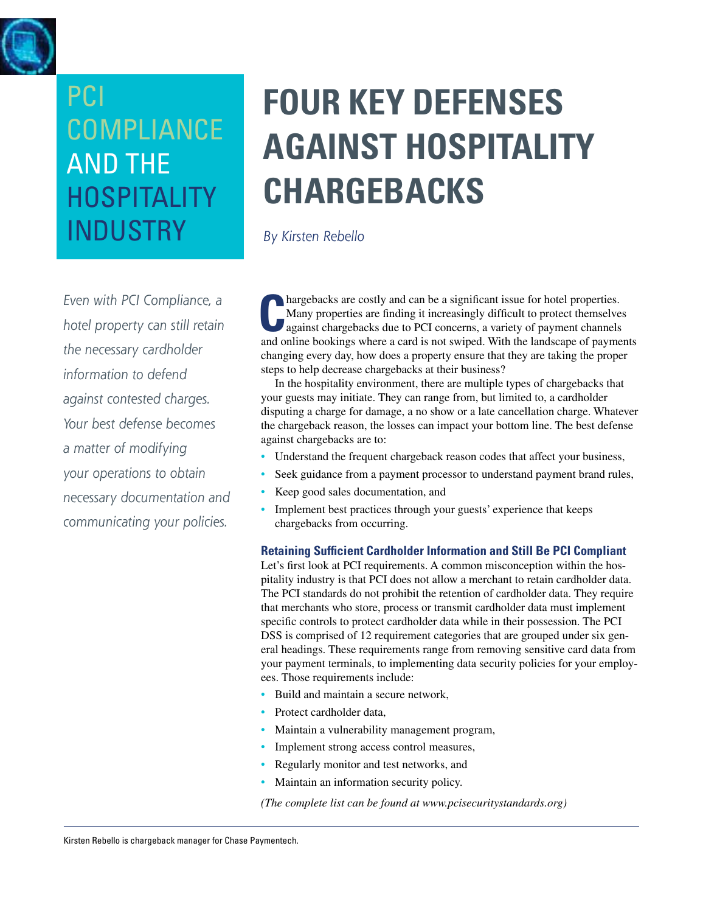PCI COMPLIANCE AND THE HOSPITALITY INDUSTRY

# FOUR KEY DEFENSES AGAINST HOSPITALITY CHARGEBACKS

*By Kirsten Rebello*

*Even with PCI Compliance, a hotel property can still retain the necessary cardholder information to defend against contested charges. Your best defense becomes a matter of modifying your operations to obtain necessary documentation and communicating your policies.*

Chargebacks are costly and can be a significant issue for hotel properties. Many properties are finding it increasingly difficult to protect themselves against chargebacks due to PCI concerns, a variety of payment channels and online bookings where a card is not swiped. With the landscape of payments changing every day, how does a property ensure that they are taking the proper steps to help decrease chargebacks at their business?

In the hospitality environment, there are multiple types of chargebacks that your guests may initiate. They can range from, but limited to, a cardholder disputing a charge for damage, a no show or a late cancellation charge. Whatever the chargeback reason, the losses can impact your bottom line. The best defense against chargebacks are to:

- Understand the frequent chargeback reason codes that affect your business,
- Seek guidance from a payment processor to understand payment brand rules,
- Keep good sales documentation, and
- Implement best practices through your guests' experience that keeps chargebacks from occurring.

### Retaining Sufficient Cardholder Information and Still Be PCI Compliant

Let's first look at PCI requirements. A common misconception within the hospitality industry is that PCI does not allow a merchant to retain cardholder data. The PCI standards do not prohibit the retention of cardholder data. They require that merchants who store, process or transmit cardholder data must implement specific controls to protect cardholder data while in their possession. The PCI DSS is comprised of 12 requirement categories that are grouped under six general headings. These requirements range from removing sensitive card data from your payment terminals, to implementing data security policies for your employees. Those requirements include:

- Build and maintain a secure network,
- Protect cardholder data,
- Maintain a vulnerability management program,
- Implement strong access control measures,
- Regularly monitor and test networks, and
- Maintain an information security policy.

*(The complete list can be found at www.pcisecuritystandards.org)*

---

Kirsten Rebello is chargeback manager for Chase Paymentech.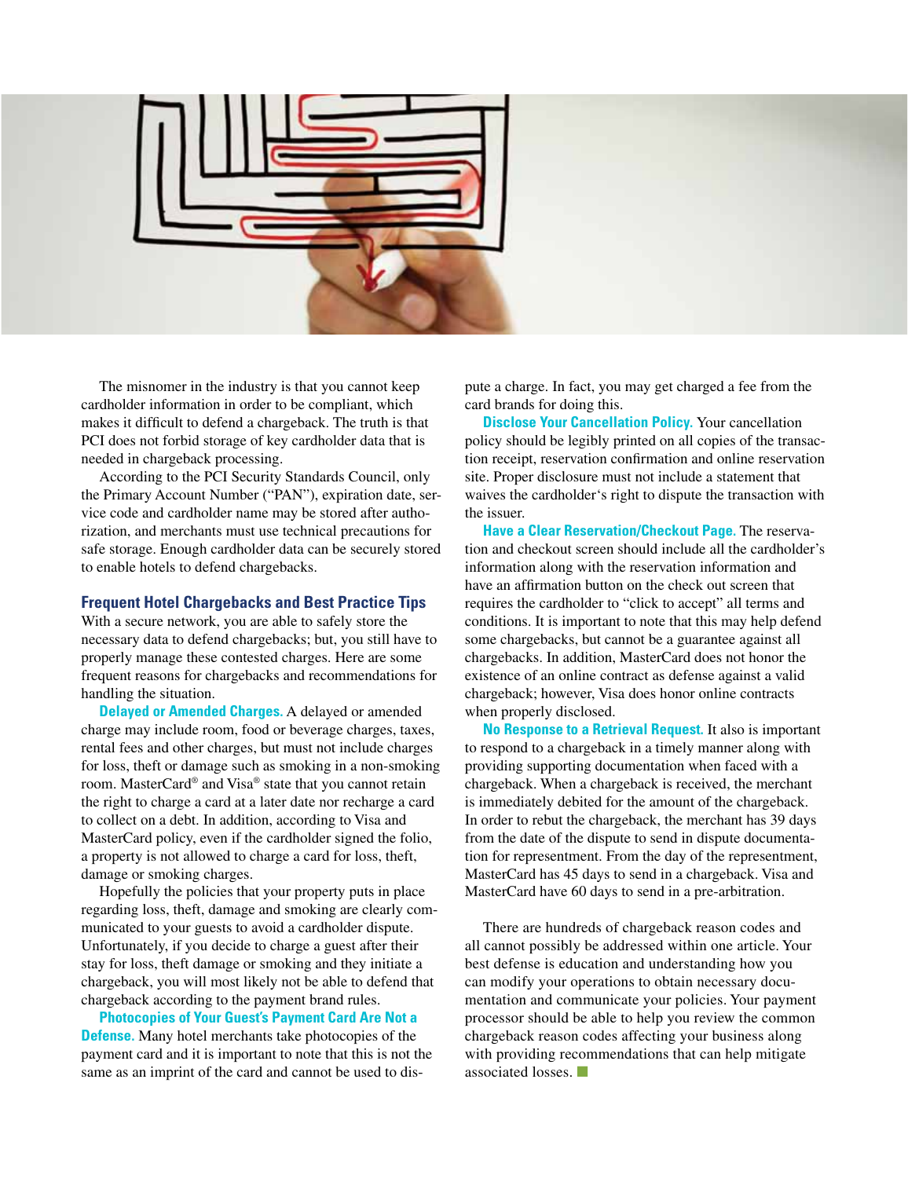The misnomer in the industry is that you cannot keep cardholder information in order to be compliant, which makes it difficult to defend a chargeback. The truth is that PCI does not forbid storage of key cardholder data that is needed in chargeback processing.

According to the PCI Security Standards Council, only the Primary Account Number ("PAN"), expiration date, service code and cardholder name may be stored after authorization, and merchants must use technical precautions for safe storage. Enough cardholder data can be securely stored to enable hotels to defend chargebacks.

## Frequent Hotel Chargebacks and Best Practice Tips

With a secure network, you are able to safely store the necessary data to defend chargebacks; but, you still have to properly manage these contested charges. Here are some frequent reasons for chargebacks and recommendations for handling the situation.

**Delayed or Amended Charges.** A delayed or amended charge may include room, food or beverage charges, taxes, rental fees and other charges, but must not include charges for loss, theft or damage such as smoking in a non-smoking room. MasterCard® and Visa® state that you cannot retain the right to charge a card at a later date nor recharge a card to collect on a debt. In addition, according to Visa and MasterCard policy, even if the cardholder signed the folio, a property is not allowed to charge a card for loss, theft, damage or smoking charges.

Hopefully the policies that your property puts in place regarding loss, theft, damage and smoking are clearly communicated to your guests to avoid a cardholder dispute. Unfortunately, if you decide to charge a guest after their stay for loss, theft damage or smoking and they initiate a chargeback, you will most likely not be able to defend that chargeback according to the payment brand rules.

**Photocopies of Your Guest's Payment Card Are Not a Defense.** Many hotel merchants take photocopies of the payment card and it is important to note that this is not the same as an imprint of the card and cannot be used to dispute a charge. In fact, you may get charged a fee from the card brands for doing this.

**Disclose Your Cancellation Policy.** Your cancellation policy should be legibly printed on all copies of the transaction receipt, reservation confirmation and online reservation site. Proper disclosure must not include a statement that waives the cardholder's right to dispute the transaction with the issuer.

**Have a Clear Reservation/Checkout Page.** The reservation and checkout screen should include all the cardholder's information along with the reservation information and have an affirmation button on the check out screen that requires the cardholder to "click to accept" all terms and conditions. It is important to note that this may help defend some chargebacks, but cannot be a guarantee against all chargebacks. In addition, MasterCard does not honor the existence of an online contract as defense against a valid chargeback; however, Visa does honor online contracts when properly disclosed.

**No Response to a Retrieval Request.** It also is important to respond to a chargeback in a timely manner along with providing supporting documentation when faced with a chargeback. When a chargeback is received, the merchant is immediately debited for the amount of the chargeback. In order to rebut the chargeback, the merchant has 39 days from the date of the dispute to send in dispute documentation for representment. From the day of the representment, MasterCard has 45 days to send in a chargeback. Visa and MasterCard have 60 days to send in a pre-arbitration.

There are hundreds of chargeback reason codes and all cannot possibly be addressed within one article. Your best defense is education and understanding how you can modify your operations to obtain necessary documentation and communicate your policies. Your payment processor should be able to help you review the common chargeback reason codes affecting your business along with providing recommendations that can help mitigate associated losses.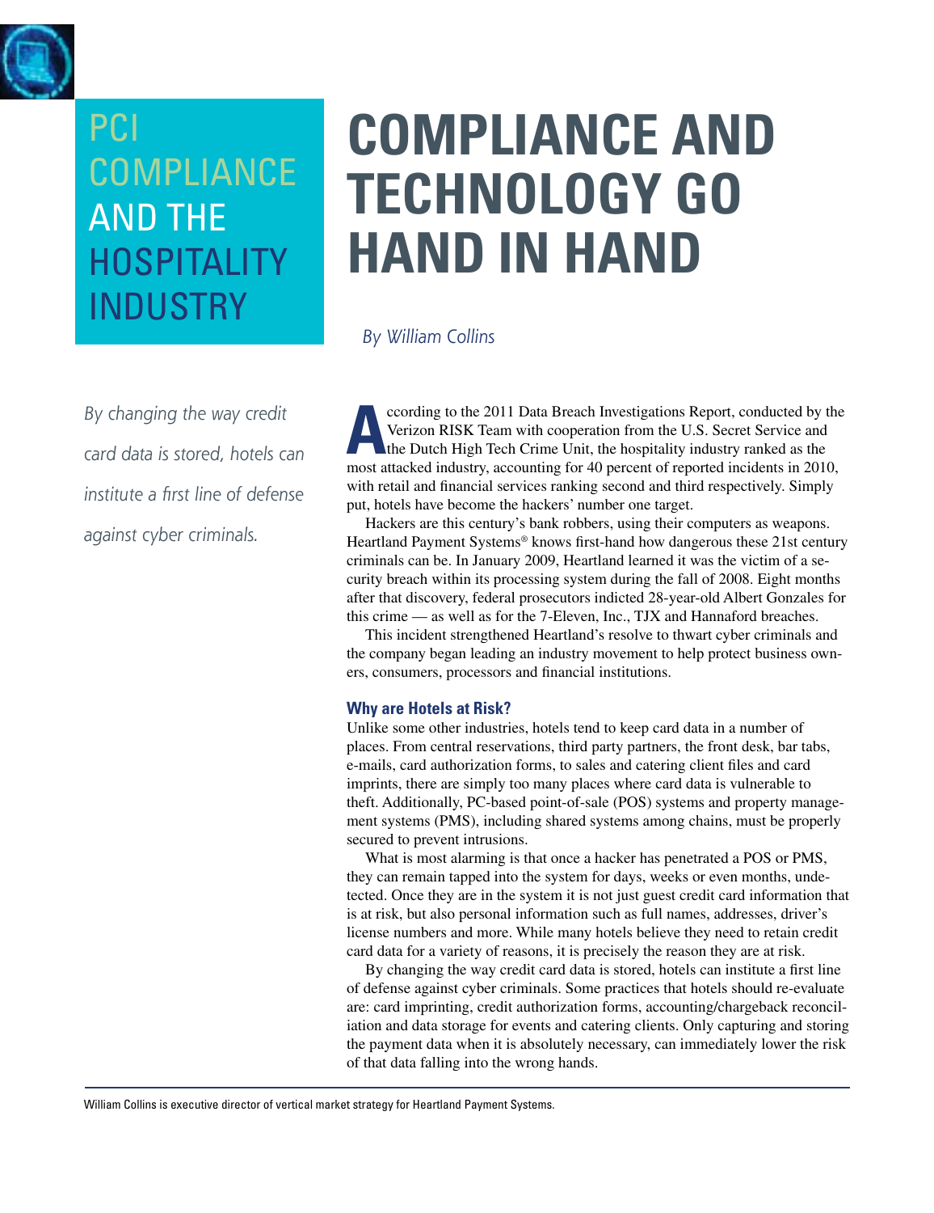PCI COMPLIANCE AND THE HOSPITALITY INDUSTRY

# COMPLIANCE AND TECHNOLOGY GO HAND IN HAND

*By William Collins*

*By changing the way credit card data is stored, hotels can institute a first line of defense against cyber criminals.*

According to the 2011 Data Breach Investigations Report, conducted by the Verizon RISK Team with cooperation from the U.S. Secret Service and the Dutch High Tech Crime Unit, the hospitality industry ranked as the most attacked industry, accounting for 40 percent of reported incidents in 2010, with retail and financial services ranking second and third respectively. Simply put, hotels have become the hackers' number one target.

Hackers are this century's bank robbers, using their computers as weapons. Heartland Payment Systems® knows first-hand how dangerous these 21st century criminals can be. In January 2009, Heartland learned it was the victim of a security breach within its processing system during the fall of 2008. Eight months after that discovery, federal prosecutors indicted 28-year-old Albert Gonzales for this crime — as well as for the 7-Eleven, Inc., TJX and Hannaford breaches.

This incident strengthened Heartland's resolve to thwart cyber criminals and the company began leading an industry movement to help protect business owners, consumers, processors and financial institutions.

### Why are Hotels at Risk?

Unlike some other industries, hotels tend to keep card data in a number of places. From central reservations, third party partners, the front desk, bar tabs, e-mails, card authorization forms, to sales and catering client files and card imprints, there are simply too many places where card data is vulnerable to theft. Additionally, PC-based point-of-sale (POS) systems and property management systems (PMS), including shared systems among chains, must be properly secured to prevent intrusions.

What is most alarming is that once a hacker has penetrated a POS or PMS, they can remain tapped into the system for days, weeks or even months, undetected. Once they are in the system it is not just guest credit card information that is at risk, but also personal information such as full names, addresses, driver's license numbers and more. While many hotels believe they need to retain credit card data for a variety of reasons, it is precisely the reason they are at risk.

By changing the way credit card data is stored, hotels can institute a first line of defense against cyber criminals. Some practices that hotels should re-evaluate are: card imprinting, credit authorization forms, accounting/chargeback reconciliation and data storage for events and catering clients. Only capturing and storing the payment data when it is absolutely necessary, can immediately lower the risk of that data falling into the wrong hands.

---

William Collins is executive director of vertical market strategy for Heartland Payment Systems.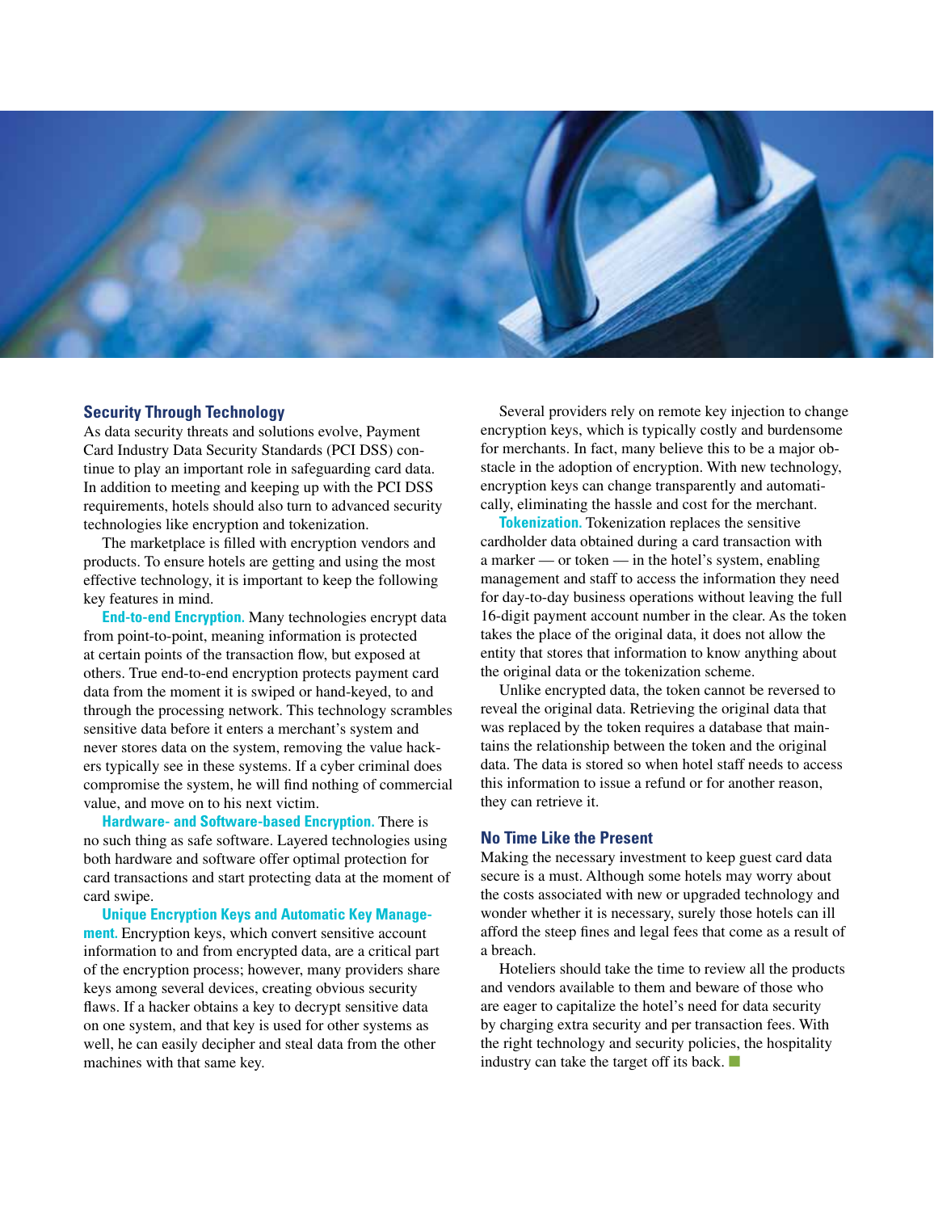## Security Through Technology

As data security threats and solutions evolve, Payment Card Industry Data Security Standards (PCI DSS) continue to play an important role in safeguarding card data. In addition to meeting and keeping up with the PCI DSS requirements, hotels should also turn to advanced security technologies like encryption and tokenization.

The marketplace is filled with encryption vendors and products. To ensure hotels are getting and using the most effective technology, it is important to keep the following key features in mind.

**End-to-end Encryption.** Many technologies encrypt data from point-to-point, meaning information is protected at certain points of the transaction flow, but exposed at others. True end-to-end encryption protects payment card data from the moment it is swiped or hand-keyed, to and through the processing network. This technology scrambles sensitive data before it enters a merchant's system and never stores data on the system, removing the value hackers typically see in these systems. If a cyber criminal does compromise the system, he will find nothing of commercial value, and move on to his next victim.

**Hardware- and Software-based Encryption.** There is no such thing as safe software. Layered technologies using both hardware and software offer optimal protection for card transactions and start protecting data at the moment of card swipe.

**Unique Encryption Keys and Automatic Key Management.** Encryption keys, which convert sensitive account information to and from encrypted data, are a critical part of the encryption process; however, many providers share keys among several devices, creating obvious security flaws. If a hacker obtains a key to decrypt sensitive data on one system, and that key is used for other systems as well, he can easily decipher and steal data from the other machines with that same key.

Several providers rely on remote key injection to change encryption keys, which is typically costly and burdensome for merchants. In fact, many believe this to be a major obstacle in the adoption of encryption. With new technology, encryption keys can change transparently and automatically, eliminating the hassle and cost for the merchant.

**Tokenization.** Tokenization replaces the sensitive cardholder data obtained during a card transaction with a marker — or token — in the hotel's system, enabling management and staff to access the information they need for day-to-day business operations without leaving the full 16-digit payment account number in the clear. As the token takes the place of the original data, it does not allow the entity that stores that information to know anything about the original data or the tokenization scheme.

Unlike encrypted data, the token cannot be reversed to reveal the original data. Retrieving the original data that was replaced by the token requires a database that maintains the relationship between the token and the original data. The data is stored so when hotel staff needs to access this information to issue a refund or for another reason, they can retrieve it.

## No Time Like the Present

Making the necessary investment to keep guest card data secure is a must. Although some hotels may worry about the costs associated with new or upgraded technology and wonder whether it is necessary, surely those hotels can ill afford the steep fines and legal fees that come as a result of a breach.

Hoteliers should take the time to review all the products and vendors available to them and beware of those who are eager to capitalize the hotel's need for data security by charging extra security and per transaction fees. With the right technology and security policies, the hospitality industry can take the target off its back. ■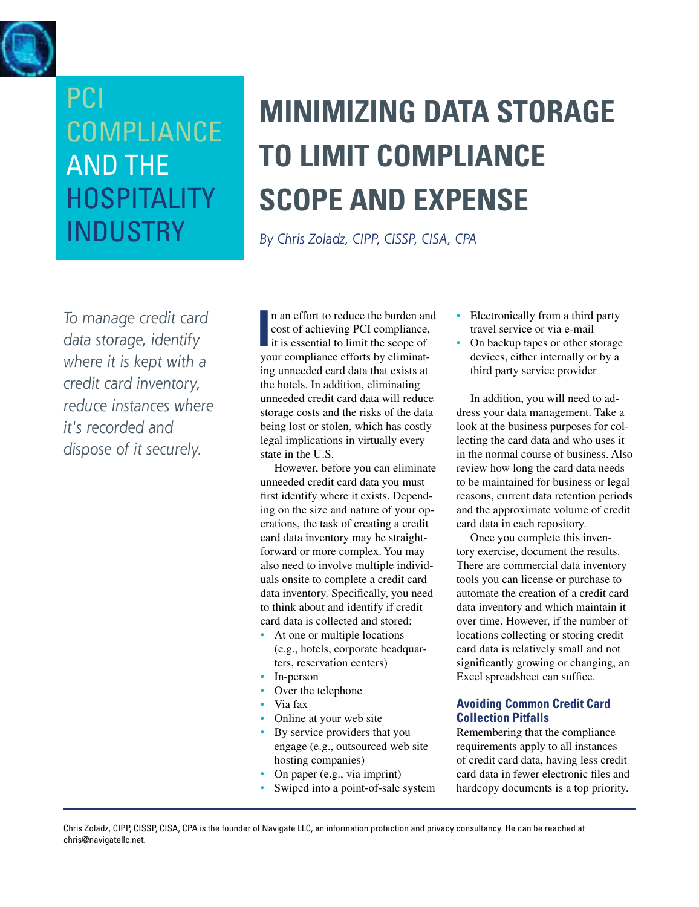PCI COMPLIANCE AND THE HOSPITALITY INDUSTRY

# MINIMIZING DATA STORAGE TO LIMIT COMPLIANCE SCOPE AND EXPENSE

*By Chris Zoladz, CIPP, CISSP, CISA, CPA*

*To manage credit card data storage, identify where it is kept with a credit card inventory, reduce instances where it's recorded and dispose of it securely.*

In an effort to reduce the burden and cost of achieving PCI compliance, it is essential to limit the scope of your compliance efforts by eliminating unneeded card data that exists at the hotels. In addition, eliminating unneeded credit card data will reduce storage costs and the risks of the data being lost or stolen, which has costly legal implications in virtually every state in the U.S.

However, before you can eliminate unneeded credit card data you must first identify where it exists. Depending on the size and nature of your operations, the task of creating a credit card data inventory may be straightforward or more complex. You may also need to involve multiple individuals onsite to complete a credit card data inventory. Specifically, you need to think about and identify if credit card data is collected and stored:

- At one or multiple locations (e.g., hotels, corporate headquarters, reservation centers)
- In-person
- Over the telephone
- Via fax
- Online at your web site
- By service providers that you engage (e.g., outsourced web site hosting companies)
- On paper (e.g., via imprint)
- Swiped into a point-of-sale system
- Electronically from a third party travel service or via e-mail
- On backup tapes or other storage devices, either internally or by a third party service provider

In addition, you will need to address your data management. Take a look at the business purposes for collecting the card data and who uses it in the normal course of business. Also review how long the card data needs to be maintained for business or legal reasons, current data retention periods and the approximate volume of credit card data in each repository.

Once you complete this inventory exercise, document the results. There are commercial data inventory tools you can license or purchase to automate the creation of a credit card data inventory and which maintain it over time. However, if the number of locations collecting or storing credit card data is relatively small and not significantly growing or changing, an Excel spreadsheet can suffice.

### Avoiding Common Credit Card Collection Pitfalls

Remembering that the compliance requirements apply to all instances of credit card data, having less credit card data in fewer electronic files and hardcopy documents is a top priority.

---

Chris Zoladz, CIPP, CISSP, CISA, CPA is the founder of Navigate LLC, an information protection and privacy consultancy. He can be reached at chris@navigatellc.net.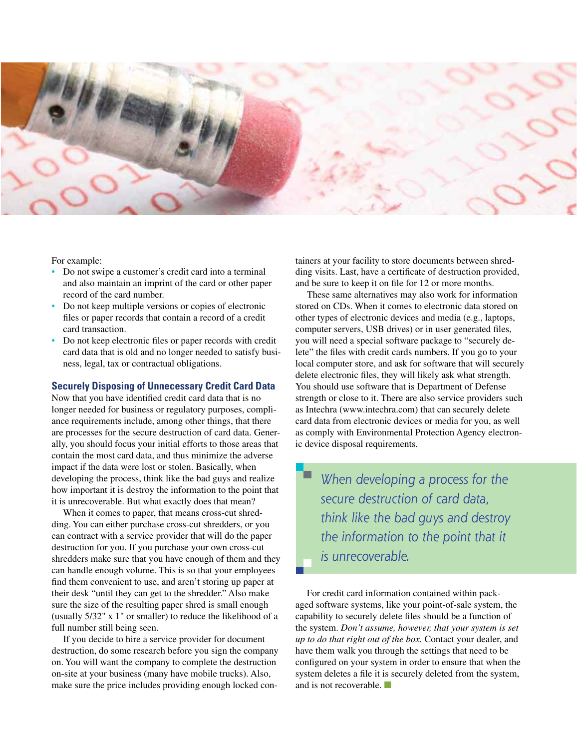For example:

- Do not swipe a customer's credit card into a terminal and also maintain an imprint of the card or other paper record of the card number.
- Do not keep multiple versions or copies of electronic files or paper records that contain a record of a credit card transaction.
- Do not keep electronic files or paper records with credit card data that is old and no longer needed to satisfy business, legal, tax or contractual obligations.

## Securely Disposing of Unnecessary Credit Card Data

Now that you have identified credit card data that is no longer needed for business or regulatory purposes, compliance requirements include, among other things, that there are processes for the secure destruction of card data. Generally, you should focus your initial efforts to those areas that contain the most card data, and thus minimize the adverse impact if the data were lost or stolen. Basically, when developing the process, think like the bad guys and realize how important it is destroy the information to the point that it is unrecoverable. But what exactly does that mean?

When it comes to paper, that means cross-cut shredding. You can either purchase cross-cut shredders, or you can contract with a service provider that will do the paper destruction for you. If you purchase your own cross-cut shredders make sure that you have enough of them and they can handle enough volume. This is so that your employees find them convenient to use, and aren't storing up paper at their desk "until they can get to the shredder." Also make sure the size of the resulting paper shred is small enough (usually 5/32" x 1" or smaller) to reduce the likelihood of a full number still being seen.

If you decide to hire a service provider for document destruction, do some research before you sign the company on. You will want the company to complete the destruction on-site at your business (many have mobile trucks). Also, make sure the price includes providing enough locked containers at your facility to store documents between shredding visits. Last, have a certificate of destruction provided, and be sure to keep it on file for 12 or more months.

These same alternatives may also work for information stored on CDs. When it comes to electronic data stored on other types of electronic devices and media (e.g., laptops, computer servers, USB drives) or in user generated files, you will need a special software package to "securely delete" the files with credit cards numbers. If you go to your local computer store, and ask for software that will securely delete electronic files, they will likely ask what strength. You should use software that is Department of Defense strength or close to it. There are also service providers such as Intechra (www.intechra.com) that can securely delete card data from electronic devices or media for you, as well as comply with Environmental Protection Agency electronic device disposal requirements.

> *When developing a process for the secure destruction of card data, think like the bad guys and destroy the information to the point that it is unrecoverable.*

For credit card information contained within packaged software systems, like your point-of-sale system, the capability to securely delete files should be a function of the system. *Don't assume, however, that your system is set up to do that right out of the box.* Contact your dealer, and have them walk you through the settings that need to be configured on your system in order to ensure that when the system deletes a file it is securely deleted from the system, and is not recoverable.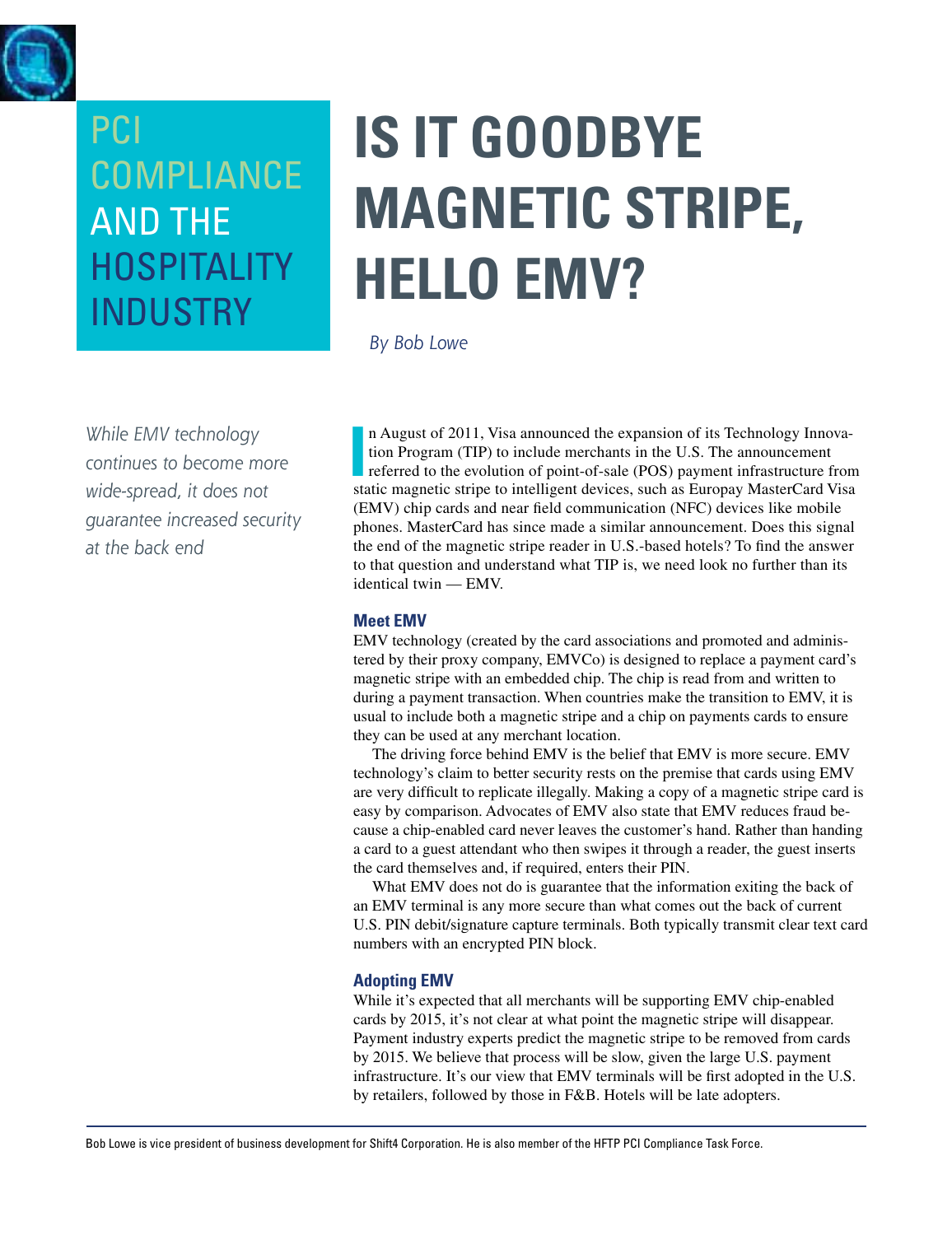PCI COMPLIANCE AND THE HOSPITALITY INDUSTRY

# IS IT GOODBYE MAGNETIC STRIPE, HELLO EMV?

*By Bob Lowe*

*While EMV technology continues to become more wide-spread, it does not guarantee increased security at the back end*

In August of 2011, Visa announced the expansion of its Technology Innovation Program (TIP) to include merchants in the U.S. The announcement referred to the evolution of point-of-sale (POS) payment infrastructure from static magnetic stripe to intelligent devices, such as Europay MasterCard Visa (EMV) chip cards and near field communication (NFC) devices like mobile phones. MasterCard has since made a similar announcement. Does this signal the end of the magnetic stripe reader in U.S.-based hotels? To find the answer to that question and understand what TIP is, we need look no further than its identical twin — EMV.

### Meet EMV

EMV technology (created by the card associations and promoted and administered by their proxy company, EMVCo) is designed to replace a payment card's magnetic stripe with an embedded chip. The chip is read from and written to during a payment transaction. When countries make the transition to EMV, it is usual to include both a magnetic stripe and a chip on payments cards to ensure they can be used at any merchant location.

The driving force behind EMV is the belief that EMV is more secure. EMV technology's claim to better security rests on the premise that cards using EMV are very difficult to replicate illegally. Making a copy of a magnetic stripe card is easy by comparison. Advocates of EMV also state that EMV reduces fraud because a chip-enabled card never leaves the customer's hand. Rather than handing a card to a guest attendant who then swipes it through a reader, the guest inserts the card themselves and, if required, enters their PIN.

What EMV does not do is guarantee that the information exiting the back of an EMV terminal is any more secure than what comes out the back of current U.S. PIN debit/signature capture terminals. Both typically transmit clear text card numbers with an encrypted PIN block.

### Adopting EMV

While it's expected that all merchants will be supporting EMV chip-enabled cards by 2015, it's not clear at what point the magnetic stripe will disappear. Payment industry experts predict the magnetic stripe to be removed from cards by 2015. We believe that process will be slow, given the large U.S. payment infrastructure. It's our view that EMV terminals will be first adopted in the U.S. by retailers, followed by those in F&B. Hotels will be late adopters.

---

Bob Lowe is vice president of business development for Shift4 Corporation. He is also member of the HFTP PCI Compliance Task Force.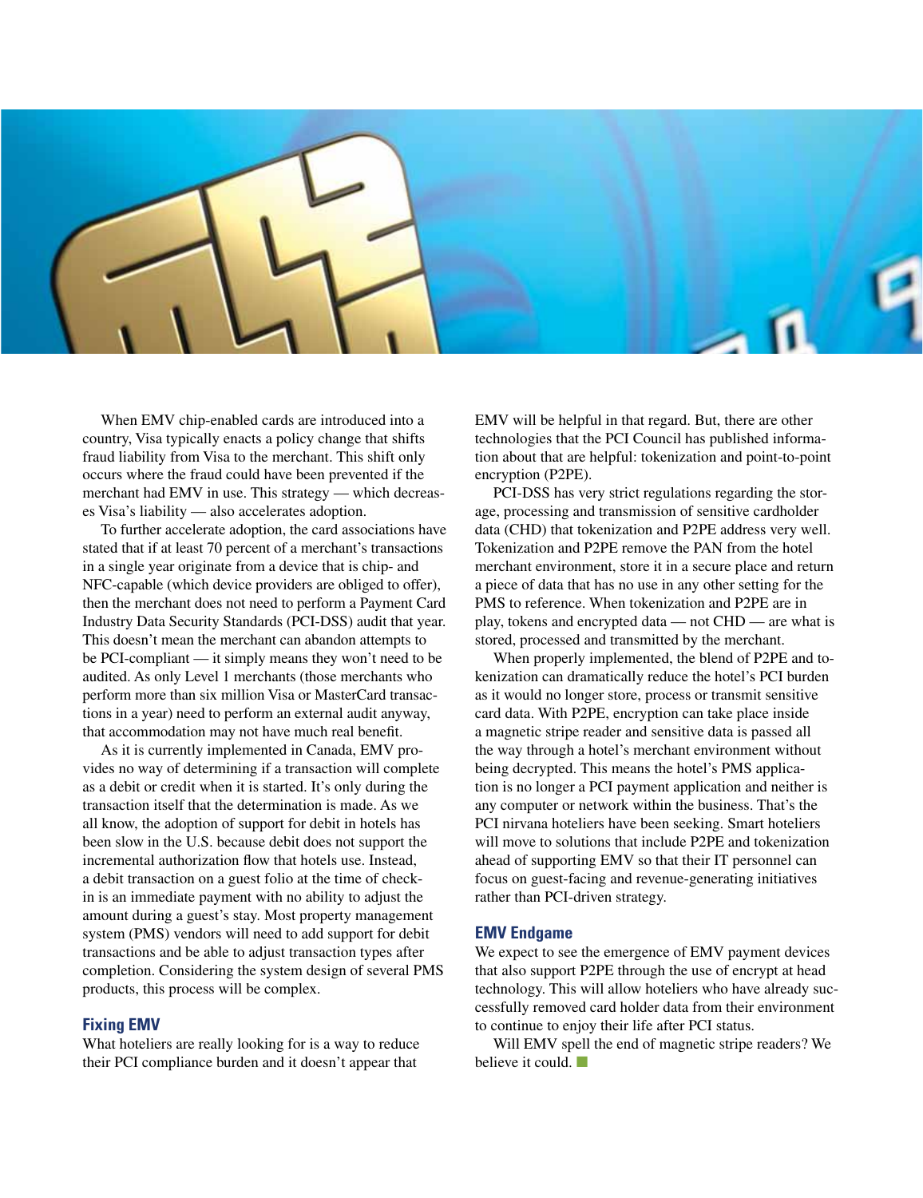When EMV chip-enabled cards are introduced into a country, Visa typically enacts a policy change that shifts fraud liability from Visa to the merchant. This shift only occurs where the fraud could have been prevented if the merchant had EMV in use. This strategy — which decreases Visa's liability — also accelerates adoption.

To further accelerate adoption, the card associations have stated that if at least 70 percent of a merchant's transactions in a single year originate from a device that is chip- and NFC-capable (which device providers are obliged to offer), then the merchant does not need to perform a Payment Card Industry Data Security Standards (PCI-DSS) audit that year. This doesn't mean the merchant can abandon attempts to be PCI-compliant — it simply means they won't need to be audited. As only Level 1 merchants (those merchants who perform more than six million Visa or MasterCard transactions in a year) need to perform an external audit anyway, that accommodation may not have much real benefit.

As it is currently implemented in Canada, EMV provides no way of determining if a transaction will complete as a debit or credit when it is started. It's only during the transaction itself that the determination is made. As we all know, the adoption of support for debit in hotels has been slow in the U.S. because debit does not support the incremental authorization flow that hotels use. Instead, a debit transaction on a guest folio at the time of check-in is an immediate payment with no ability to adjust the amount during a guest's stay. Most property management system (PMS) vendors will need to add support for debit transactions and be able to adjust transaction types after completion. Considering the system design of several PMS products, this process will be complex.

## Fixing EMV

What hoteliers are really looking for is a way to reduce their PCI compliance burden and it doesn't appear that EMV will be helpful in that regard. But, there are other technologies that the PCI Council has published information about that are helpful: tokenization and point-to-point encryption (P2PE).

PCI-DSS has very strict regulations regarding the storage, processing and transmission of sensitive cardholder data (CHD) that tokenization and P2PE address very well. Tokenization and P2PE remove the PAN from the hotel merchant environment, store it in a secure place and return a piece of data that has no use in any other setting for the PMS to reference. When tokenization and P2PE are in play, tokens and encrypted data — not CHD — are what is stored, processed and transmitted by the merchant.

When properly implemented, the blend of P2PE and tokenization can dramatically reduce the hotel's PCI burden as it would no longer store, process or transmit sensitive card data. With P2PE, encryption can take place inside a magnetic stripe reader and sensitive data is passed all the way through a hotel's merchant environment without being decrypted. This means the hotel's PMS application is no longer a PCI payment application and neither is any computer or network within the business. That's the PCI nirvana hoteliers have been seeking. Smart hoteliers will move to solutions that include P2PE and tokenization ahead of supporting EMV so that their IT personnel can focus on guest-facing and revenue-generating initiatives rather than PCI-driven strategy.

## EMV Endgame

We expect to see the emergence of EMV payment devices that also support P2PE through the use of encrypt at head technology. This will allow hoteliers who have already successfully removed card holder data from their environment to continue to enjoy their life after PCI status.

Will EMV spell the end of magnetic stripe readers? We believe it could.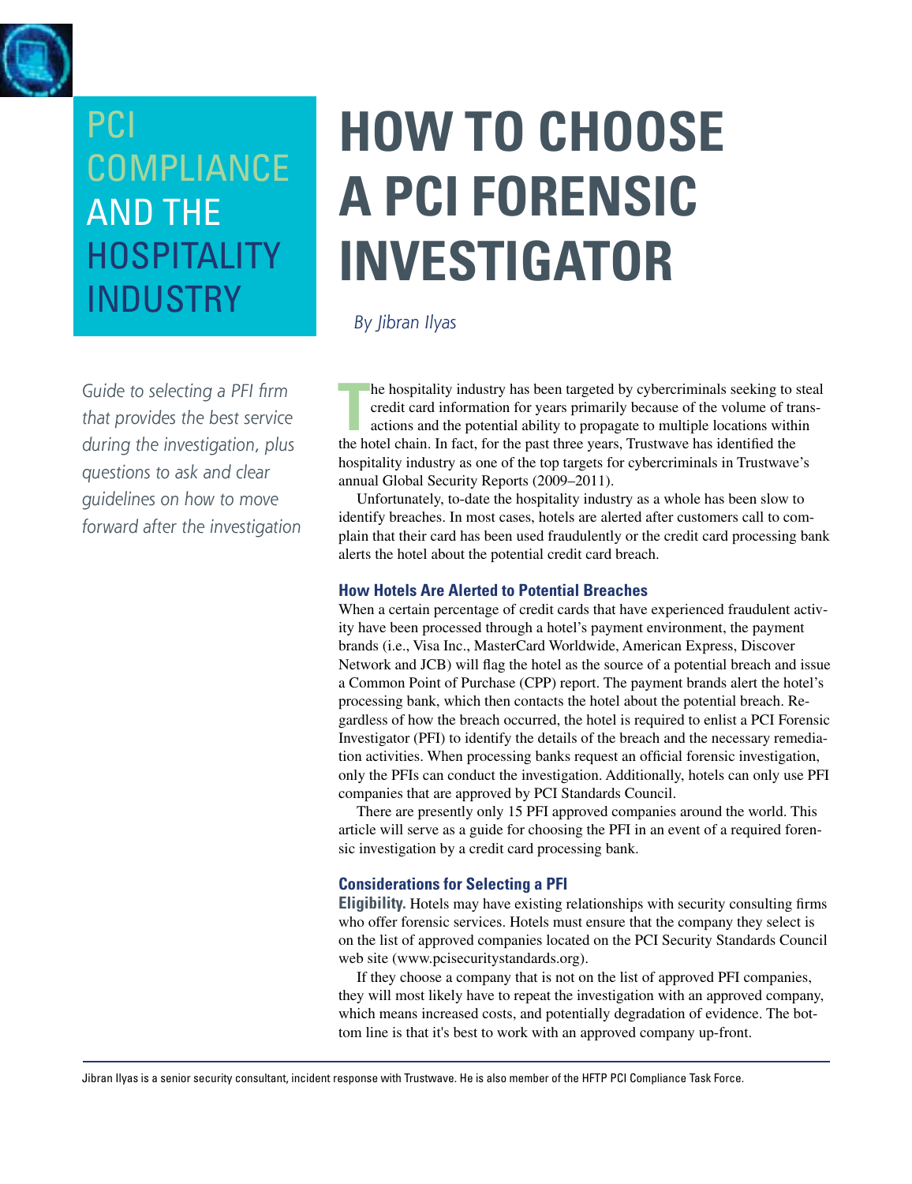PCI COMPLIANCE AND THE HOSPITALITY INDUSTRY

# HOW TO CHOOSE A PCI FORENSIC INVESTIGATOR

*By Jibran Ilyas*

*Guide to selecting a PFI firm that provides the best service during the investigation, plus questions to ask and clear guidelines on how to move forward after the investigation*

The hospitality industry has been targeted by cybercriminals seeking to steal credit card information for years primarily because of the volume of transactions and the potential ability to propagate to multiple locations within the hotel chain. In fact, for the past three years, Trustwave has identified the hospitality industry as one of the top targets for cybercriminals in Trustwave's annual Global Security Reports (2009–2011).

Unfortunately, to-date the hospitality industry as a whole has been slow to identify breaches. In most cases, hotels are alerted after customers call to complain that their card has been used fraudulently or the credit card processing bank alerts the hotel about the potential credit card breach.

## How Hotels Are Alerted to Potential Breaches

When a certain percentage of credit cards that have experienced fraudulent activity have been processed through a hotel's payment environment, the payment brands (i.e., Visa Inc., MasterCard Worldwide, American Express, Discover Network and JCB) will flag the hotel as the source of a potential breach and issue a Common Point of Purchase (CPP) report. The payment brands alert the hotel's processing bank, which then contacts the hotel about the potential breach. Regardless of how the breach occurred, the hotel is required to enlist a PCI Forensic Investigator (PFI) to identify the details of the breach and the necessary remediation activities. When processing banks request an official forensic investigation, only the PFIs can conduct the investigation. Additionally, hotels can only use PFI companies that are approved by PCI Standards Council.

There are presently only 15 PFI approved companies around the world. This article will serve as a guide for choosing the PFI in an event of a required forensic investigation by a credit card processing bank.

## Considerations for Selecting a PFI

**Eligibility.** Hotels may have existing relationships with security consulting firms who offer forensic services. Hotels must ensure that the company they select is on the list of approved companies located on the PCI Security Standards Council web site (www.pcisecuritystandards.org).

If they choose a company that is not on the list of approved PFI companies, they will most likely have to repeat the investigation with an approved company, which means increased costs, and potentially degradation of evidence. The bottom line is that it's best to work with an approved company up-front.

Jibran Ilyas is a senior security consultant, incident response with Trustwave. He is also member of the HFTP PCI Compliance Task Force.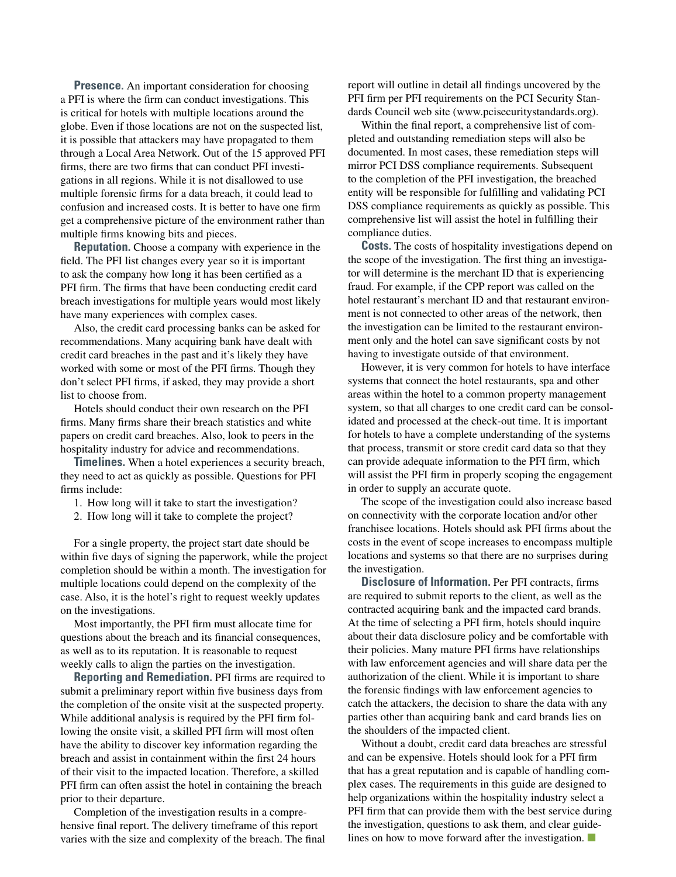**Presence.** An important consideration for choosing a PFI is where the firm can conduct investigations. This is critical for hotels with multiple locations around the globe. Even if those locations are not on the suspected list, it is possible that attackers may have propagated to them through a Local Area Network. Out of the 15 approved PFI firms, there are two firms that can conduct PFI investigations in all regions. While it is not disallowed to use multiple forensic firms for a data breach, it could lead to confusion and increased costs. It is better to have one firm get a comprehensive picture of the environment rather than multiple firms knowing bits and pieces.

**Reputation.** Choose a company with experience in the field. The PFI list changes every year so it is important to ask the company how long it has been certified as a PFI firm. The firms that have been conducting credit card breach investigations for multiple years would most likely have many experiences with complex cases.

Also, the credit card processing banks can be asked for recommendations. Many acquiring bank have dealt with credit card breaches in the past and it's likely they have worked with some or most of the PFI firms. Though they don't select PFI firms, if asked, they may provide a short list to choose from.

Hotels should conduct their own research on the PFI firms. Many firms share their breach statistics and white papers on credit card breaches. Also, look to peers in the hospitality industry for advice and recommendations.

**Timelines.** When a hotel experiences a security breach, they need to act as quickly as possible. Questions for PFI firms include:

1. How long will it take to start the investigation?
2. How long will it take to complete the project?

For a single property, the project start date should be within five days of signing the paperwork, while the project completion should be within a month. The investigation for multiple locations could depend on the complexity of the case. Also, it is the hotel's right to request weekly updates on the investigations.

Most importantly, the PFI firm must allocate time for questions about the breach and its financial consequences, as well as to its reputation. It is reasonable to request weekly calls to align the parties on the investigation.

**Reporting and Remediation.** PFI firms are required to submit a preliminary report within five business days from the completion of the onsite visit at the suspected property. While additional analysis is required by the PFI firm following the onsite visit, a skilled PFI firm will most often have the ability to discover key information regarding the breach and assist in containment within the first 24 hours of their visit to the impacted location. Therefore, a skilled PFI firm can often assist the hotel in containing the breach prior to their departure.

Completion of the investigation results in a comprehensive final report. The delivery timeframe of this report varies with the size and complexity of the breach. The final report will outline in detail all findings uncovered by the PFI firm per PFI requirements on the PCI Security Standards Council web site (www.pcisecuritystandards.org).

Within the final report, a comprehensive list of completed and outstanding remediation steps will also be documented. In most cases, these remediation steps will mirror PCI DSS compliance requirements. Subsequent to the completion of the PFI investigation, the breached entity will be responsible for fulfilling and validating PCI DSS compliance requirements as quickly as possible. This comprehensive list will assist the hotel in fulfilling their compliance duties.

**Costs.** The costs of hospitality investigations depend on the scope of the investigation. The first thing an investigator will determine is the merchant ID that is experiencing fraud. For example, if the CPP report was called on the hotel restaurant's merchant ID and that restaurant environment is not connected to other areas of the network, then the investigation can be limited to the restaurant environment only and the hotel can save significant costs by not having to investigate outside of that environment.

However, it is very common for hotels to have interface systems that connect the hotel restaurants, spa and other areas within the hotel to a common property management system, so that all charges to one credit card can be consolidated and processed at the check-out time. It is important for hotels to have a complete understanding of the systems that process, transmit or store credit card data so that they can provide adequate information to the PFI firm, which will assist the PFI firm in properly scoping the engagement in order to supply an accurate quote.

The scope of the investigation could also increase based on connectivity with the corporate location and/or other franchisee locations. Hotels should ask PFI firms about the costs in the event of scope increases to encompass multiple locations and systems so that there are no surprises during the investigation.

**Disclosure of Information.** Per PFI contracts, firms are required to submit reports to the client, as well as the contracted acquiring bank and the impacted card brands. At the time of selecting a PFI firm, hotels should inquire about their data disclosure policy and be comfortable with their policies. Many mature PFI firms have relationships with law enforcement agencies and will share data per the authorization of the client. While it is important to share the forensic findings with law enforcement agencies to catch the attackers, the decision to share the data with any parties other than acquiring bank and card brands lies on the shoulders of the impacted client.

Without a doubt, credit card data breaches are stressful and can be expensive. Hotels should look for a PFI firm that has a great reputation and is capable of handling complex cases. The requirements in this guide are designed to help organizations within the hospitality industry select a PFI firm that can provide them with the best service during the investigation, questions to ask them, and clear guidelines on how to move forward after the investigation.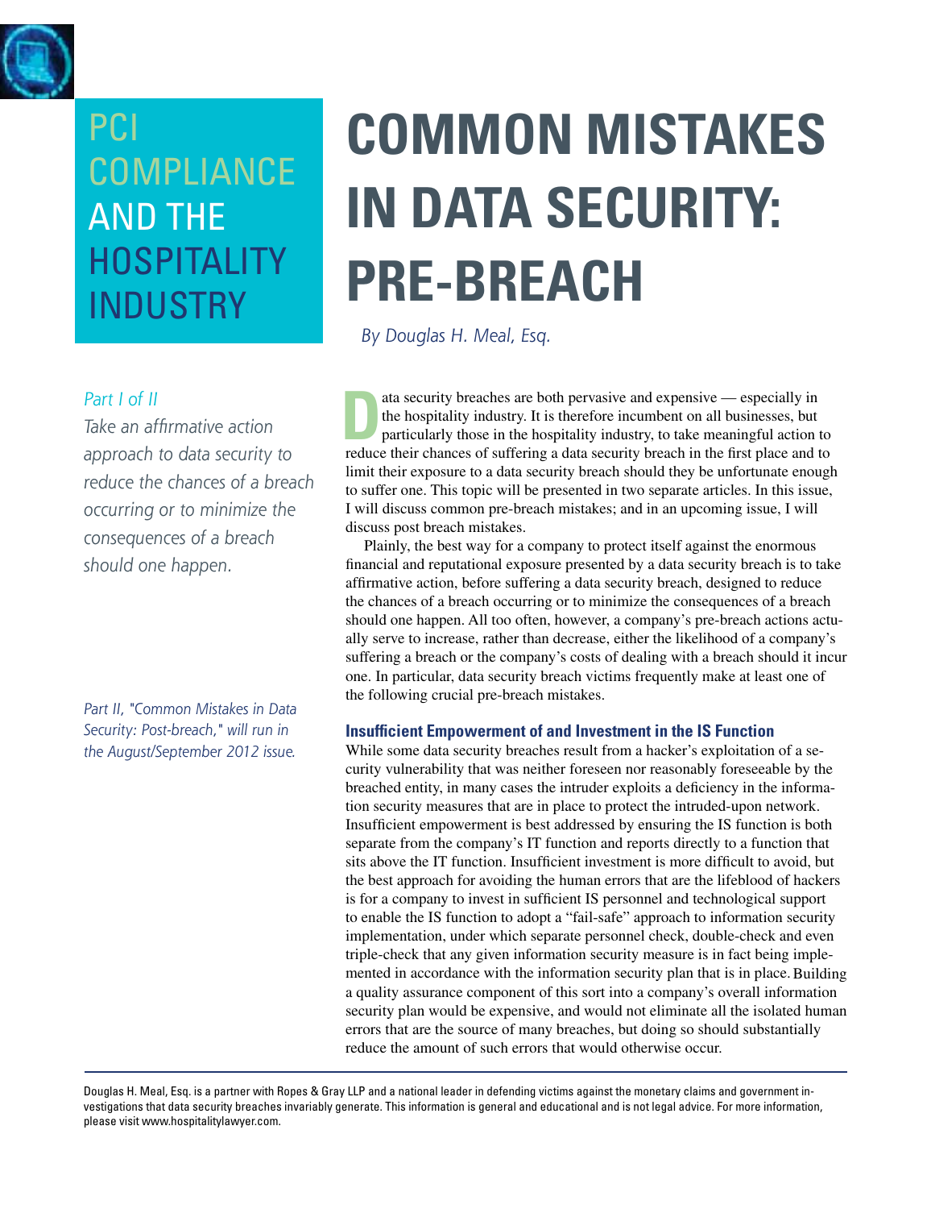PCI COMPLIANCE AND THE HOSPITALITY INDUSTRY

# COMMON MISTAKES IN DATA SECURITY: PRE-BREACH

*By Douglas H. Meal, Esq.*

*Part I of II*

*Take an affirmative action approach to data security to reduce the chances of a breach occurring or to minimize the consequences of a breach should one happen.*

*Part II, "Common Mistakes in Data Security: Post-breach," will run in the August/September 2012 issue.*

Data security breaches are both pervasive and expensive — especially in the hospitality industry. It is therefore incumbent on all businesses, but particularly those in the hospitality industry, to take meaningful action to reduce their chances of suffering a data security breach in the first place and to limit their exposure to a data security breach should they be unfortunate enough to suffer one. This topic will be presented in two separate articles. In this issue, I will discuss common pre-breach mistakes; and in an upcoming issue, I will discuss post breach mistakes.

Plainly, the best way for a company to protect itself against the enormous financial and reputational exposure presented by a data security breach is to take affirmative action, before suffering a data security breach, designed to reduce the chances of a breach occurring or to minimize the consequences of a breach should one happen. All too often, however, a company's pre-breach actions actually serve to increase, rather than decrease, either the likelihood of a company's suffering a breach or the company's costs of dealing with a breach should it incur one. In particular, data security breach victims frequently make at least one of the following crucial pre-breach mistakes.

### Insufficient Empowerment of and Investment in the IS Function

While some data security breaches result from a hacker's exploitation of a security vulnerability that was neither foreseen nor reasonably foreseeable by the breached entity, in many cases the intruder exploits a deficiency in the information security measures that are in place to protect the intruded-upon network. Insufficient empowerment is best addressed by ensuring the IS function is both separate from the company's IT function and reports directly to a function that sits above the IT function. Insufficient investment is more difficult to avoid, but the best approach for avoiding the human errors that are the lifeblood of hackers is for a company to invest in sufficient IS personnel and technological support to enable the IS function to adopt a "fail-safe" approach to information security implementation, under which separate personnel check, double-check and even triple-check that any given information security measure is in fact being implemented in accordance with the information security plan that is in place. Building a quality assurance component of this sort into a company's overall information security plan would be expensive, and would not eliminate all the isolated human errors that are the source of many breaches, but doing so should substantially reduce the amount of such errors that would otherwise occur.

Douglas H. Meal, Esq. is a partner with Ropes & Gray LLP and a national leader in defending victims against the monetary claims and government investigations that data security breaches invariably generate. This information is general and educational and is not legal advice. For more information, please visit www.hospitalitylawyer.com.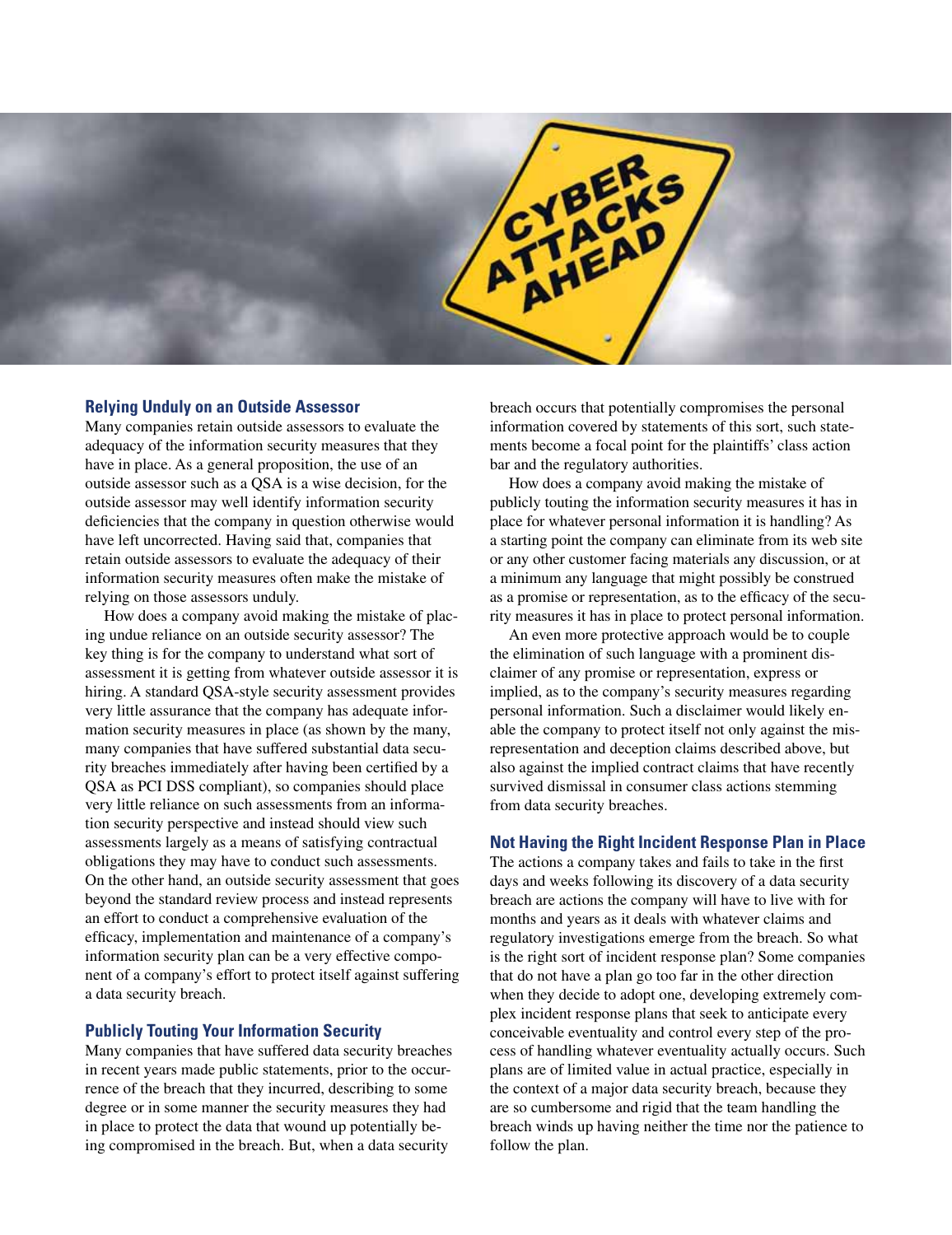## Relying Unduly on an Outside Assessor

Many companies retain outside assessors to evaluate the adequacy of the information security measures that they have in place. As a general proposition, the use of an outside assessor such as a QSA is a wise decision, for the outside assessor may well identify information security deficiencies that the company in question otherwise would have left uncorrected. Having said that, companies that retain outside assessors to evaluate the adequacy of their information security measures often make the mistake of relying on those assessors unduly.

How does a company avoid making the mistake of placing undue reliance on an outside security assessor? The key thing is for the company to understand what sort of assessment it is getting from whatever outside assessor it is hiring. A standard QSA-style security assessment provides very little assurance that the company has adequate information security measures in place (as shown by the many, many companies that have suffered substantial data security breaches immediately after having been certified by a QSA as PCI DSS compliant), so companies should place very little reliance on such assessments from an information security perspective and instead should view such assessments largely as a means of satisfying contractual obligations they may have to conduct such assessments. On the other hand, an outside security assessment that goes beyond the standard review process and instead represents an effort to conduct a comprehensive evaluation of the efficacy, implementation and maintenance of a company's information security plan can be a very effective component of a company's effort to protect itself against suffering a data security breach.

## Publicly Touting Your Information Security

Many companies that have suffered data security breaches in recent years made public statements, prior to the occurrence of the breach that they incurred, describing to some degree or in some manner the security measures they had in place to protect the data that wound up potentially being compromised in the breach. But, when a data security breach occurs that potentially compromises the personal information covered by statements of this sort, such statements become a focal point for the plaintiffs' class action bar and the regulatory authorities.

How does a company avoid making the mistake of publicly touting the information security measures it has in place for whatever personal information it is handling? As a starting point the company can eliminate from its web site or any other customer facing materials any discussion, or at a minimum any language that might possibly be construed as a promise or representation, as to the efficacy of the security measures it has in place to protect personal information.

An even more protective approach would be to couple the elimination of such language with a prominent disclaimer of any promise or representation, express or implied, as to the company's security measures regarding personal information. Such a disclaimer would likely enable the company to protect itself not only against the misrepresentation and deception claims described above, but also against the implied contract claims that have recently survived dismissal in consumer class actions stemming from data security breaches.

## Not Having the Right Incident Response Plan in Place

The actions a company takes and fails to take in the first days and weeks following its discovery of a data security breach are actions the company will have to live with for months and years as it deals with whatever claims and regulatory investigations emerge from the breach. So what is the right sort of incident response plan? Some companies that do not have a plan go too far in the other direction when they decide to adopt one, developing extremely complex incident response plans that seek to anticipate every conceivable eventuality and control every step of the process of handling whatever eventuality actually occurs. Such plans are of limited value in actual practice, especially in the context of a major data security breach, because they are so cumbersome and rigid that the team handling the breach winds up having neither the time nor the patience to follow the plan.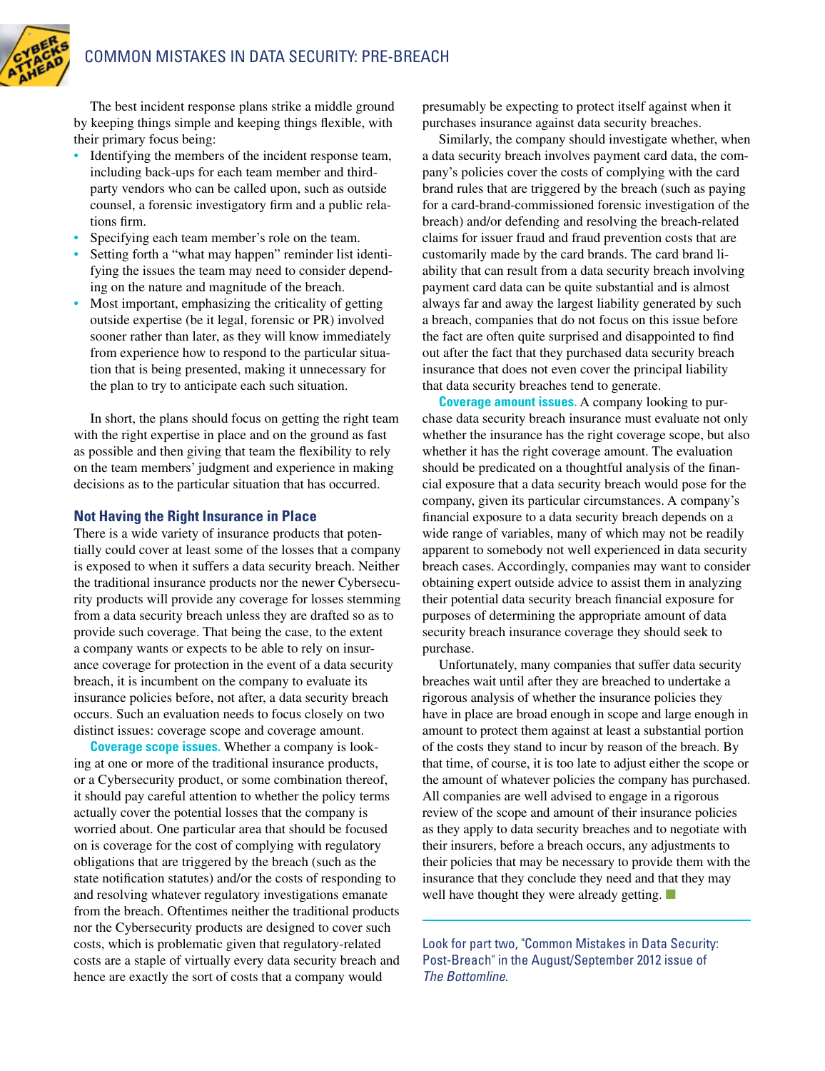The best incident response plans strike a middle ground by keeping things simple and keeping things flexible, with their primary focus being:

- Identifying the members of the incident response team, including back-ups for each team member and third-party vendors who can be called upon, such as outside counsel, a forensic investigatory firm and a public relations firm.
- Specifying each team member's role on the team.
- Setting forth a "what may happen" reminder list identifying the issues the team may need to consider depending on the nature and magnitude of the breach.
- Most important, emphasizing the criticality of getting outside expertise (be it legal, forensic or PR) involved sooner rather than later, as they will know immediately from experience how to respond to the particular situation that is being presented, making it unnecessary for the plan to try to anticipate each such situation.

In short, the plans should focus on getting the right team with the right expertise in place and on the ground as fast as possible and then giving that team the flexibility to rely on the team members' judgment and experience in making decisions as to the particular situation that has occurred.

### Not Having the Right Insurance in Place

There is a wide variety of insurance products that potentially could cover at least some of the losses that a company is exposed to when it suffers a data security breach. Neither the traditional insurance products nor the newer Cybersecurity products will provide any coverage for losses stemming from a data security breach unless they are drafted so as to provide such coverage. That being the case, to the extent a company wants or expects to be able to rely on insurance coverage for protection in the event of a data security breach, it is incumbent on the company to evaluate its insurance policies before, not after, a data security breach occurs. Such an evaluation needs to focus closely on two distinct issues: coverage scope and coverage amount.

**Coverage scope issues.** Whether a company is looking at one or more of the traditional insurance products, or a Cybersecurity product, or some combination thereof, it should pay careful attention to whether the policy terms actually cover the potential losses that the company is worried about. One particular area that should be focused on is coverage for the cost of complying with regulatory obligations that are triggered by the breach (such as the state notification statutes) and/or the costs of responding to and resolving whatever regulatory investigations emanate from the breach. Oftentimes neither the traditional products nor the Cybersecurity products are designed to cover such costs, which is problematic given that regulatory-related costs are a staple of virtually every data security breach and hence are exactly the sort of costs that a company would presumably be expecting to protect itself against when it purchases insurance against data security breaches.

Similarly, the company should investigate whether, when a data security breach involves payment card data, the company's policies cover the costs of complying with the card brand rules that are triggered by the breach (such as paying for a card-brand-commissioned forensic investigation of the breach) and/or defending and resolving the breach-related claims for issuer fraud and fraud prevention costs that are customarily made by the card brands. The card brand liability that can result from a data security breach involving payment card data can be quite substantial and is almost always far and away the largest liability generated by such a breach, companies that do not focus on this issue before the fact are often quite surprised and disappointed to find out after the fact that they purchased data security breach insurance that does not even cover the principal liability that data security breaches tend to generate.

**Coverage amount issues.** A company looking to purchase data security breach insurance must evaluate not only whether the insurance has the right coverage scope, but also whether it has the right coverage amount. The evaluation should be predicated on a thoughtful analysis of the financial exposure that a data security breach would pose for the company, given its particular circumstances. A company's financial exposure to a data security breach depends on a wide range of variables, many of which may not be readily apparent to somebody not well experienced in data security breach cases. Accordingly, companies may want to consider obtaining expert outside advice to assist them in analyzing their potential data security breach financial exposure for purposes of determining the appropriate amount of data security breach insurance coverage they should seek to purchase.

Unfortunately, many companies that suffer data security breaches wait until after they are breached to undertake a rigorous analysis of whether the insurance policies they have in place are broad enough in scope and large enough in amount to protect them against at least a substantial portion of the costs they stand to incur by reason of the breach. By that time, of course, it is too late to adjust either the scope or the amount of whatever policies the company has purchased. All companies are well advised to engage in a rigorous review of the scope and amount of their insurance policies as they apply to data security breaches and to negotiate with their insurers, before a breach occurs, any adjustments to their policies that may be necessary to provide them with the insurance that they conclude they need and that they may well have thought they were already getting. ■

---

Look for part two, "Common Mistakes in Data Security: Post-Breach" in the August/September 2012 issue of *The Bottomline*.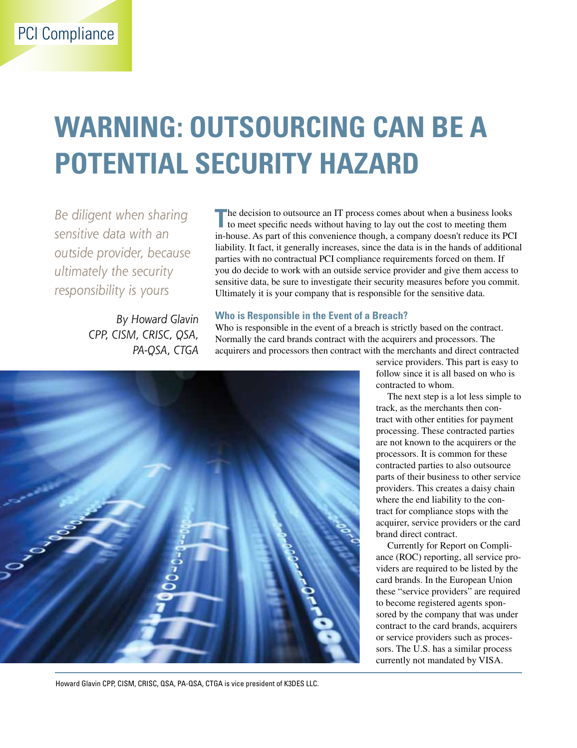# WARNING: OUTSOURCING CAN BE A POTENTIAL SECURITY HAZARD

*Be diligent when sharing sensitive data with an outside provider, because ultimately the security responsibility is yours*

*By Howard Glavin CPP, CISM, CRISC, QSA, PA-QSA, CTGA*

The decision to outsource an IT process comes about when a business looks to meet specific needs without having to lay out the cost to meeting them in-house. As part of this convenience though, a company doesn't reduce its PCI liability. It fact, it generally increases, since the data is in the hands of additional parties with no contractual PCI compliance requirements forced on them. If you do decide to work with an outside service provider and give them access to sensitive data, be sure to investigate their security measures before you commit. Ultimately it is your company that is responsible for the sensitive data.

### Who is Responsible in the Event of a Breach?

Who is responsible in the event of a breach is strictly based on the contract. Normally the card brands contract with the acquirers and processors. The acquirers and processors then contract with the merchants and direct contracted service providers. This part is easy to follow since it is all based on who is contracted to whom.

The next step is a lot less simple to track, as the merchants then contract with other entities for payment processing. These contracted parties are not known to the acquirers or the processors. It is common for these contracted parties to also outsource parts of their business to other service providers. This creates a daisy chain where the end liability to the contract for compliance stops with the acquirer, service providers or the card brand direct contract.

Currently for Report on Compliance (ROC) reporting, all service providers are required to be listed by the card brands. In the European Union these "service providers" are required to become registered agents sponsored by the company that was under contract to the card brands, acquirers or service providers such as processors. The U.S. has a similar process currently not mandated by VISA.

Howard Glavin CPP, CISM, CRISC, QSA, PA-QSA, CTGA is vice president of K3DES LLC.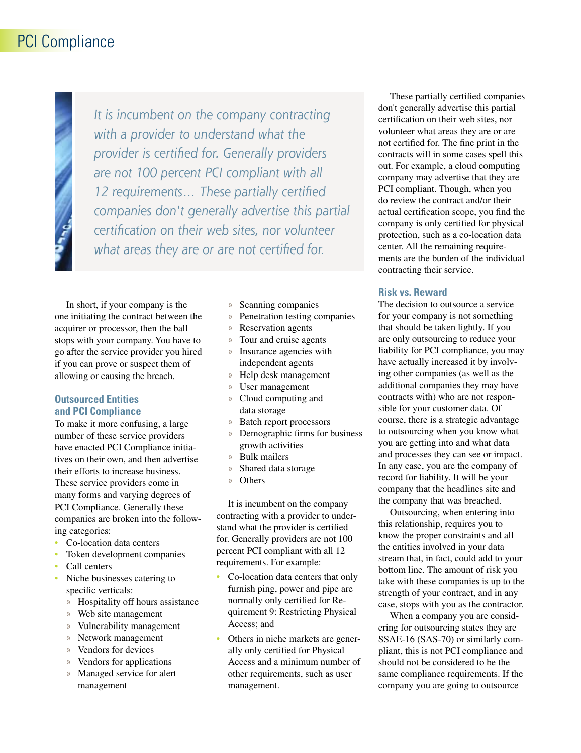*It is incumbent on the company contracting with a provider to understand what the provider is certified for. Generally providers are not 100 percent PCI compliant with all 12 requirements… These partially certified companies don't generally advertise this partial certification on their web sites, nor volunteer what areas they are or are not certified for.*

In short, if your company is the one initiating the contract between the acquirer or processor, then the ball stops with your company. You have to go after the service provider you hired if you can prove or suspect them of allowing or causing the breach.

### Outsourced Entities and PCI Compliance

To make it more confusing, a large number of these service providers have enacted PCI Compliance initiatives on their own, and then advertise their efforts to increase business. These service providers come in many forms and varying degrees of PCI Compliance. Generally these companies are broken into the following categories:

- Co-location data centers
- Token development companies
- Call centers
- Niche businesses catering to specific verticals:
  - Hospitality off hours assistance
  - Web site management
  - Vulnerability management
  - Network management
  - Vendors for devices
  - Vendors for applications
  - Managed service for alert management
  - Scanning companies
  - Penetration testing companies
  - Reservation agents
  - Tour and cruise agents
  - Insurance agencies with independent agents
  - Help desk management
  - User management
  - Cloud computing and data storage
  - Batch report processors
  - Demographic firms for business growth activities
  - Bulk mailers
  - Shared data storage
  - Others

It is incumbent on the company contracting with a provider to understand what the provider is certified for. Generally providers are not 100 percent PCI compliant with all 12 requirements. For example:

- Co-location data centers that only furnish ping, power and pipe are normally only certified for Requirement 9: Restricting Physical Access; and
- Others in niche markets are generally only certified for Physical Access and a minimum number of other requirements, such as user management.

These partially certified companies don't generally advertise this partial certification on their web sites, nor volunteer what areas they are or are not certified for. The fine print in the contracts will in some cases spell this out. For example, a cloud computing company may advertise that they are PCI compliant. Though, when you do review the contract and/or their actual certification scope, you find the company is only certified for physical protection, such as a co-location data center. All the remaining requirements are the burden of the individual contracting their service.

### Risk vs. Reward

The decision to outsource a service for your company is not something that should be taken lightly. If you are only outsourcing to reduce your liability for PCI compliance, you may have actually increased it by involving other companies (as well as the additional companies they may have contracts with) who are not responsible for your customer data. Of course, there is a strategic advantage to outsourcing when you know what you are getting into and what data and processes they can see or impact. In any case, you are the company of record for liability. It will be your company that the headlines site and the company that was breached.

Outsourcing, when entering into this relationship, requires you to know the proper constraints and all the entities involved in your data stream that, in fact, could add to your bottom line. The amount of risk you take with these companies is up to the strength of your contract, and in any case, stops with you as the contractor.

When a company you are considering for outsourcing states they are SSAE-16 (SAS-70) or similarly compliant, this is not PCI compliance and should not be considered to be the same compliance requirements. If the company you are going to outsource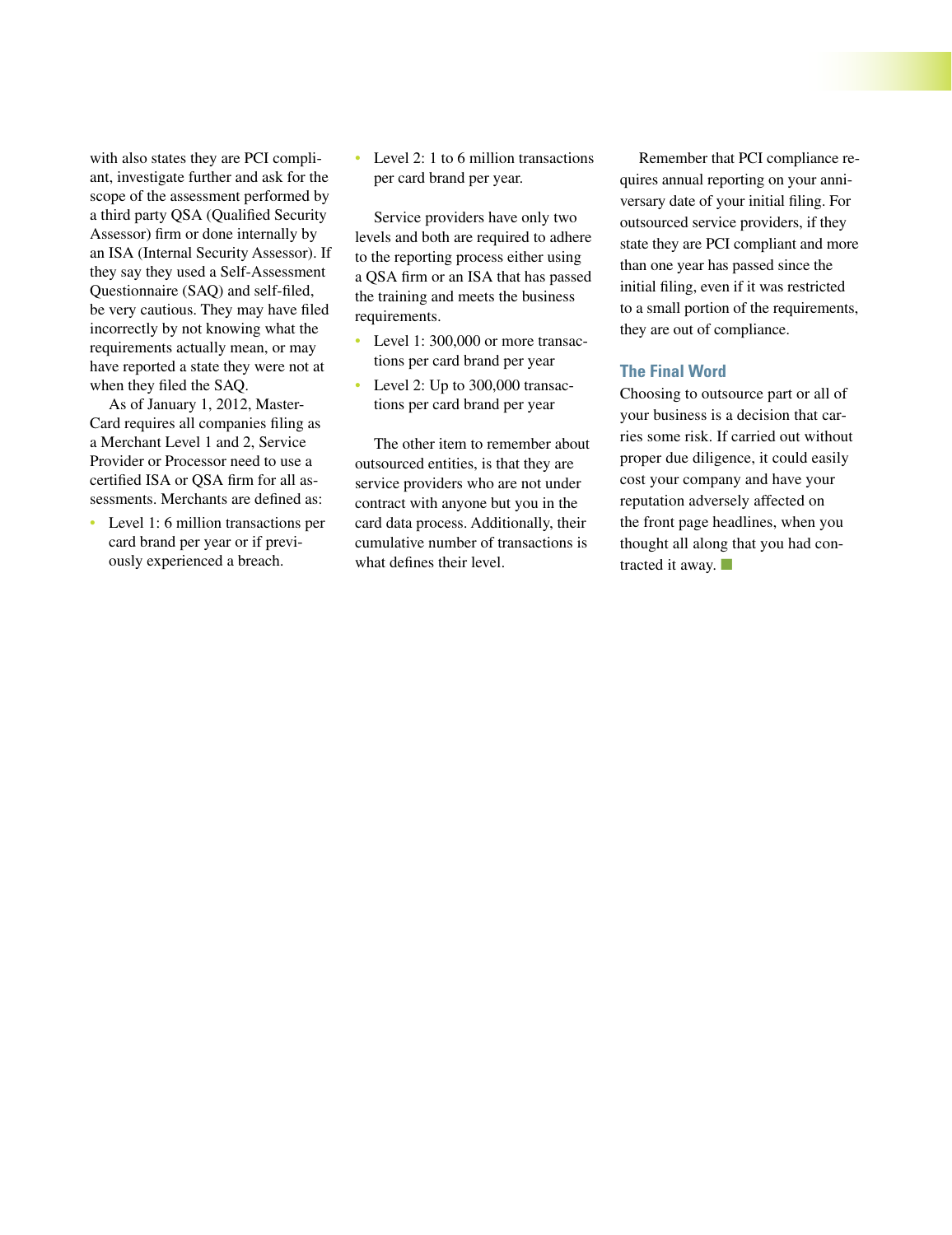with also states they are PCI compliant, investigate further and ask for the scope of the assessment performed by a third party QSA (Qualified Security Assessor) firm or done internally by an ISA (Internal Security Assessor). If they say they used a Self-Assessment Questionnaire (SAQ) and self-filed, be very cautious. They may have filed incorrectly by not knowing what the requirements actually mean, or may have reported a state they were not at when they filed the SAQ.

As of January 1, 2012, MasterCard requires all companies filing as a Merchant Level 1 and 2, Service Provider or Processor need to use a certified ISA or QSA firm for all assessments. Merchants are defined as:

- Level 1: 6 million transactions per card brand per year or if previously experienced a breach.
- Level 2: 1 to 6 million transactions per card brand per year.

Service providers have only two levels and both are required to adhere to the reporting process either using a QSA firm or an ISA that has passed the training and meets the business requirements.

- Level 1: 300,000 or more transactions per card brand per year
- Level 2: Up to 300,000 transactions per card brand per year

The other item to remember about outsourced entities, is that they are service providers who are not under contract with anyone but you in the card data process. Additionally, their cumulative number of transactions is what defines their level.

Remember that PCI compliance requires annual reporting on your anniversary date of your initial filing. For outsourced service providers, if they state they are PCI compliant and more than one year has passed since the initial filing, even if it was restricted to a small portion of the requirements, they are out of compliance.

## The Final Word

Choosing to outsource part or all of your business is a decision that carries some risk. If carried out without proper due diligence, it could easily cost your company and have your reputation adversely affected on the front page headlines, when you thought all along that you had contracted it away. ■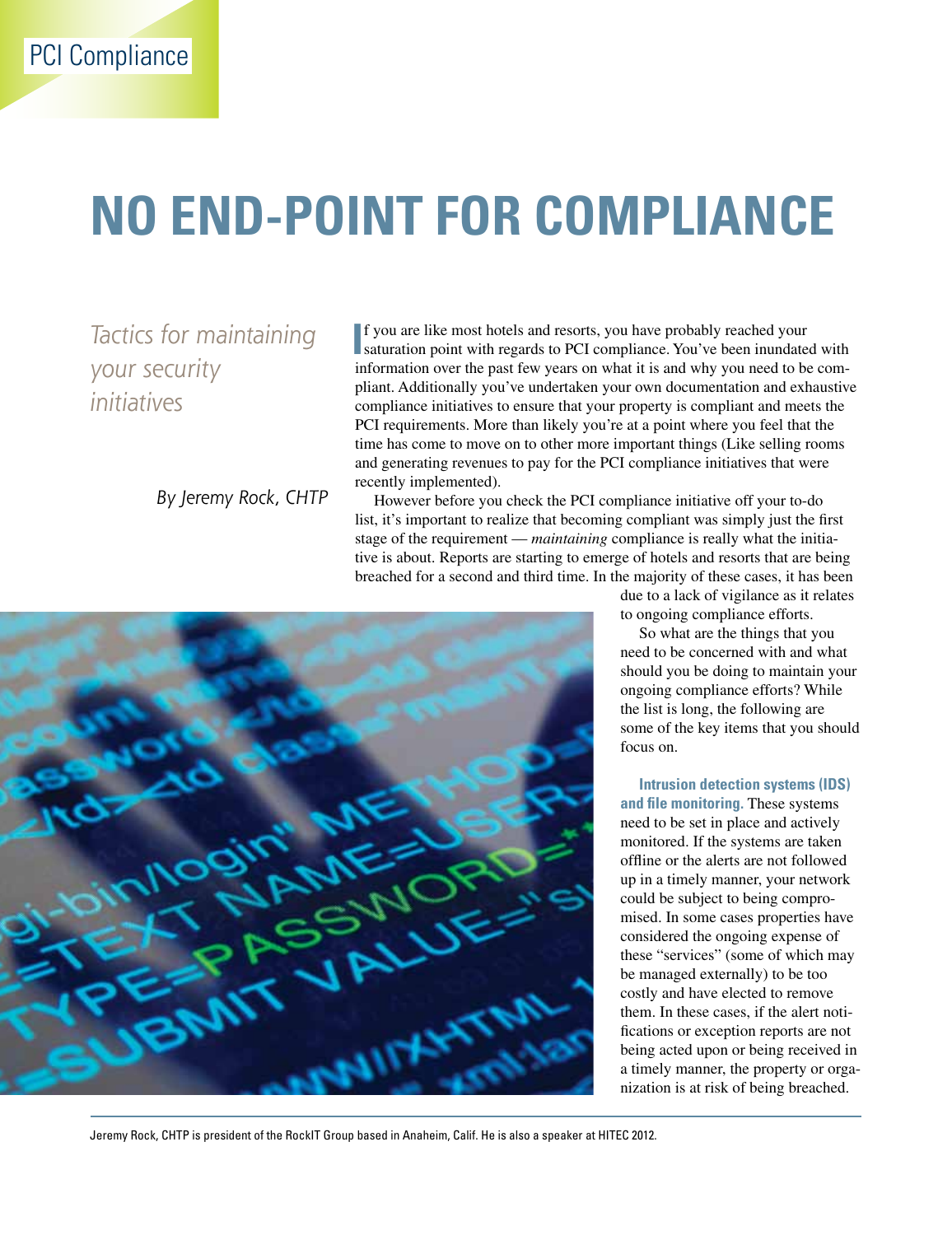PCI Compliance

# NO END-POINT FOR COMPLIANCE

*Tactics for maintaining your security initiatives*

By Jeremy Rock, CHTP

If you are like most hotels and resorts, you have probably reached your saturation point with regards to PCI compliance. You've been inundated with information over the past few years on what it is and why you need to be compliant. Additionally you've undertaken your own documentation and exhaustive compliance initiatives to ensure that your property is compliant and meets the PCI requirements. More than likely you're at a point where you feel that the time has come to move on to other more important things (Like selling rooms and generating revenues to pay for the PCI compliance initiatives that were recently implemented).

However before you check the PCI compliance initiative off your to-do list, it's important to realize that becoming compliant was simply just the first stage of the requirement — *maintaining* compliance is really what the initiative is about. Reports are starting to emerge of hotels and resorts that are being breached for a second and third time. In the majority of these cases, it has been due to a lack of vigilance as it relates to ongoing compliance efforts.

So what are the things that you need to be concerned with and what should you be doing to maintain your ongoing compliance efforts? While the list is long, the following are some of the key items that you should focus on.

**Intrusion detection systems (IDS) and file monitoring.** These systems need to be set in place and actively monitored. If the systems are taken offline or the alerts are not followed up in a timely manner, your network could be subject to being compromised. In some cases properties have considered the ongoing expense of these "services" (some of which may be managed externally) to be too costly and have elected to remove them. In these cases, if the alert notifications or exception reports are not being acted upon or being received in a timely manner, the property or organization is at risk of being breached.

Jeremy Rock, CHTP is president of the RockIT Group based in Anaheim, Calif. He is also a speaker at HITEC 2012.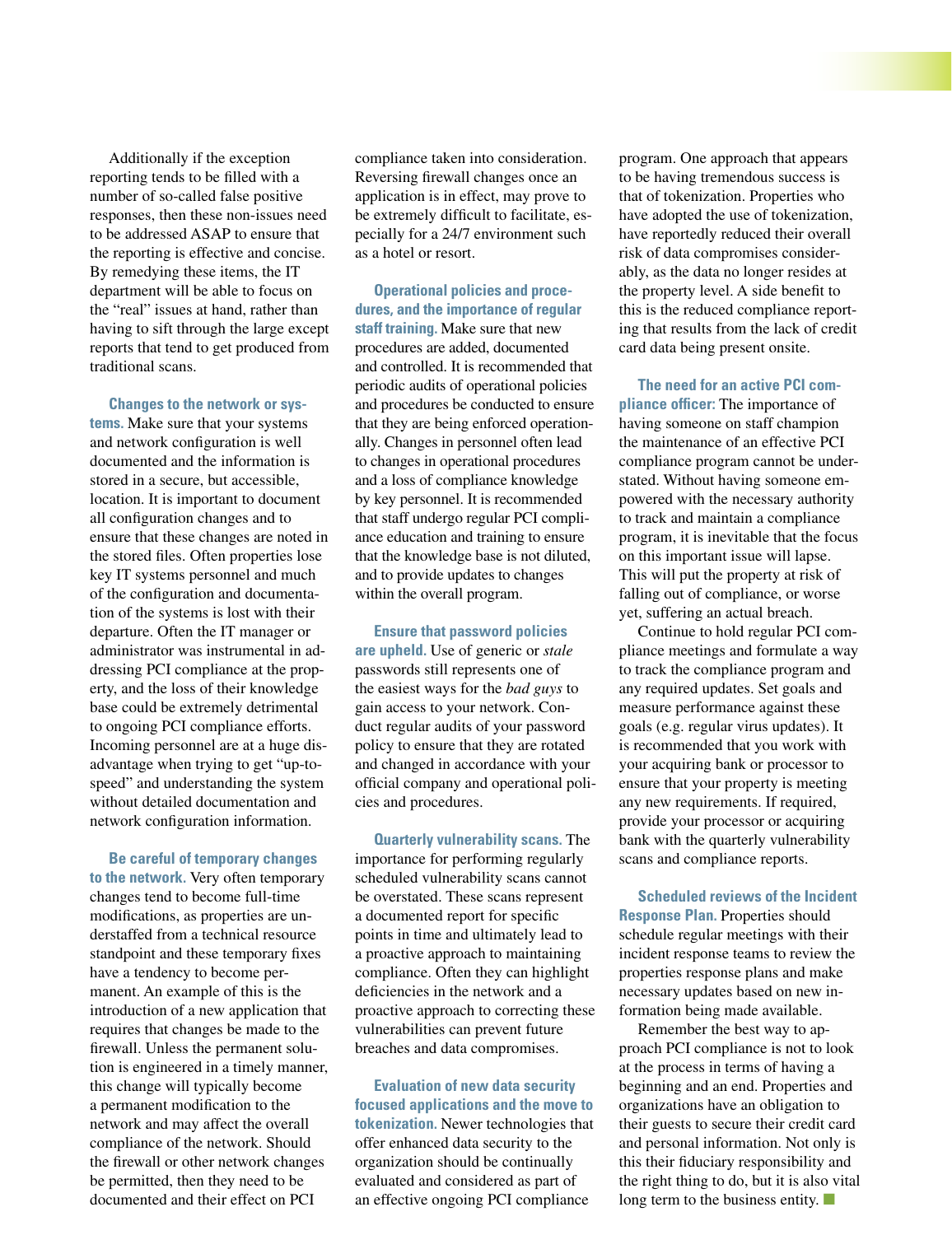Additionally if the exception reporting tends to be filled with a number of so-called false positive responses, then these non-issues need to be addressed ASAP to ensure that the reporting is effective and concise. By remedying these items, the IT department will be able to focus on the "real" issues at hand, rather than having to sift through the large except reports that tend to get produced from traditional scans.

**Changes to the network or systems.** Make sure that your systems and network configuration is well documented and the information is stored in a secure, but accessible, location. It is important to document all configuration changes and to ensure that these changes are noted in the stored files. Often properties lose key IT systems personnel and much of the configuration and documentation of the systems is lost with their departure. Often the IT manager or administrator was instrumental in addressing PCI compliance at the property, and the loss of their knowledge base could be extremely detrimental to ongoing PCI compliance efforts. Incoming personnel are at a huge disadvantage when trying to get "up-to-speed" and understanding the system without detailed documentation and network configuration information.

**Be careful of temporary changes to the network.** Very often temporary changes tend to become full-time modifications, as properties are understaffed from a technical resource standpoint and these temporary fixes have a tendency to become permanent. An example of this is the introduction of a new application that requires that changes be made to the firewall. Unless the permanent solution is engineered in a timely manner, this change will typically become a permanent modification to the network and may affect the overall compliance of the network. Should the firewall or other network changes be permitted, then they need to be documented and their effect on PCI compliance taken into consideration. Reversing firewall changes once an application is in effect, may prove to be extremely difficult to facilitate, especially for a 24/7 environment such as a hotel or resort.

**Operational policies and procedures, and the importance of regular staff training.** Make sure that new procedures are added, documented and controlled. It is recommended that periodic audits of operational policies and procedures be conducted to ensure that they are being enforced operationally. Changes in personnel often lead to changes in operational procedures and a loss of compliance knowledge by key personnel. It is recommended that staff undergo regular PCI compliance education and training to ensure that the knowledge base is not diluted, and to provide updates to changes within the overall program.

**Ensure that password policies are upheld.** Use of generic or *stale* passwords still represents one of the easiest ways for the *bad guys* to gain access to your network. Conduct regular audits of your password policy to ensure that they are rotated and changed in accordance with your official company and operational policies and procedures.

**Quarterly vulnerability scans.** The importance for performing regularly scheduled vulnerability scans cannot be overstated. These scans represent a documented report for specific points in time and ultimately lead to a proactive approach to maintaining compliance. Often they can highlight deficiencies in the network and a proactive approach to correcting these vulnerabilities can prevent future breaches and data compromises.

**Evaluation of new data security focused applications and the move to tokenization.** Newer technologies that offer enhanced data security to the organization should be continually evaluated and considered as part of an effective ongoing PCI compliance program. One approach that appears to be having tremendous success is that of tokenization. Properties who have adopted the use of tokenization, have reportedly reduced their overall risk of data compromises considerably, as the data no longer resides at the property level. A side benefit to this is the reduced compliance reporting that results from the lack of credit card data being present onsite.

**The need for an active PCI compliance officer:** The importance of having someone on staff champion the maintenance of an effective PCI compliance program cannot be understated. Without having someone empowered with the necessary authority to track and maintain a compliance program, it is inevitable that the focus on this important issue will lapse. This will put the property at risk of falling out of compliance, or worse yet, suffering an actual breach.

Continue to hold regular PCI compliance meetings and formulate a way to track the compliance program and any required updates. Set goals and measure performance against these goals (e.g. regular virus updates). It is recommended that you work with your acquiring bank or processor to ensure that your property is meeting any new requirements. If required, provide your processor or acquiring bank with the quarterly vulnerability scans and compliance reports.

**Scheduled reviews of the Incident Response Plan.** Properties should schedule regular meetings with their incident response teams to review the properties response plans and make necessary updates based on new information being made available.

Remember the best way to approach PCI compliance is not to look at the process in terms of having a beginning and an end. Properties and organizations have an obligation to their guests to secure their credit card and personal information. Not only is this their fiduciary responsibility and the right thing to do, but it is also vital long term to the business entity. ■